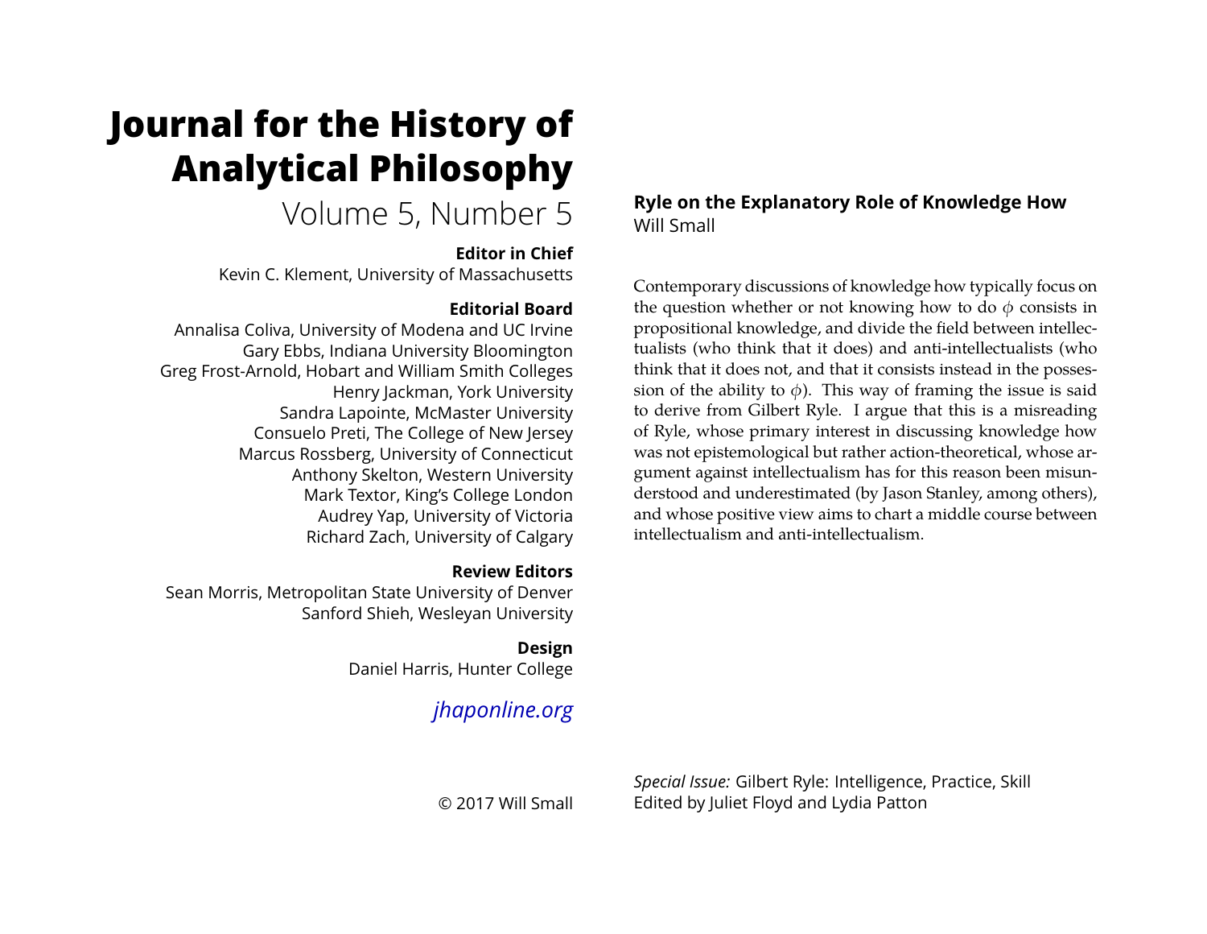# Journal for the History of Analytical Philosophy

Volume 5, Number 5

**Editor in Chief**

Kevin C. Klement, University of Massachusetts

**Editorial Board**

Annalisa Coliva, University of Modena and UC Irvine
Gary Ebbs, Indiana University Bloomington
Greg Frost-Arnold, Hobart and William Smith Colleges
Henry Jackman, York University
Sandra Lapointe, McMaster University
Consuelo Preti, The College of New Jersey
Marcus Rossberg, University of Connecticut
Anthony Skelton, Western University
Mark Textor, King's College London
Audrey Yap, University of Victoria
Richard Zach, University of Calgary

**Review Editors**

Sean Morris, Metropolitan State University of Denver
Sanford Shieh, Wesleyan University

**Design**

Daniel Harris, Hunter College

*jhaponline.org*

© 2017 Will Small

## Ryle on the Explanatory Role of Knowledge How

Will Small

Contemporary discussions of knowledge how typically focus on the question whether or not knowing how to do $\phi$ consists in propositional knowledge, and divide the field between intellectualists (who think that it does) and anti-intellectualists (who think that it does not, and that it consists instead in the possession of the ability to $\phi$). This way of framing the issue is said to derive from Gilbert Ryle. I argue that this is a misreading of Ryle, whose primary interest in discussing knowledge how was not epistemological but rather action-theoretical, whose argument against intellectualism has for this reason been misunderstood and underestimated (by Jason Stanley, among others), and whose positive view aims to chart a middle course between intellectualism and anti-intellectualism.

*Special Issue:* Gilbert Ryle: Intelligence, Practice, Skill
Edited by Juliet Floyd and Lydia Patton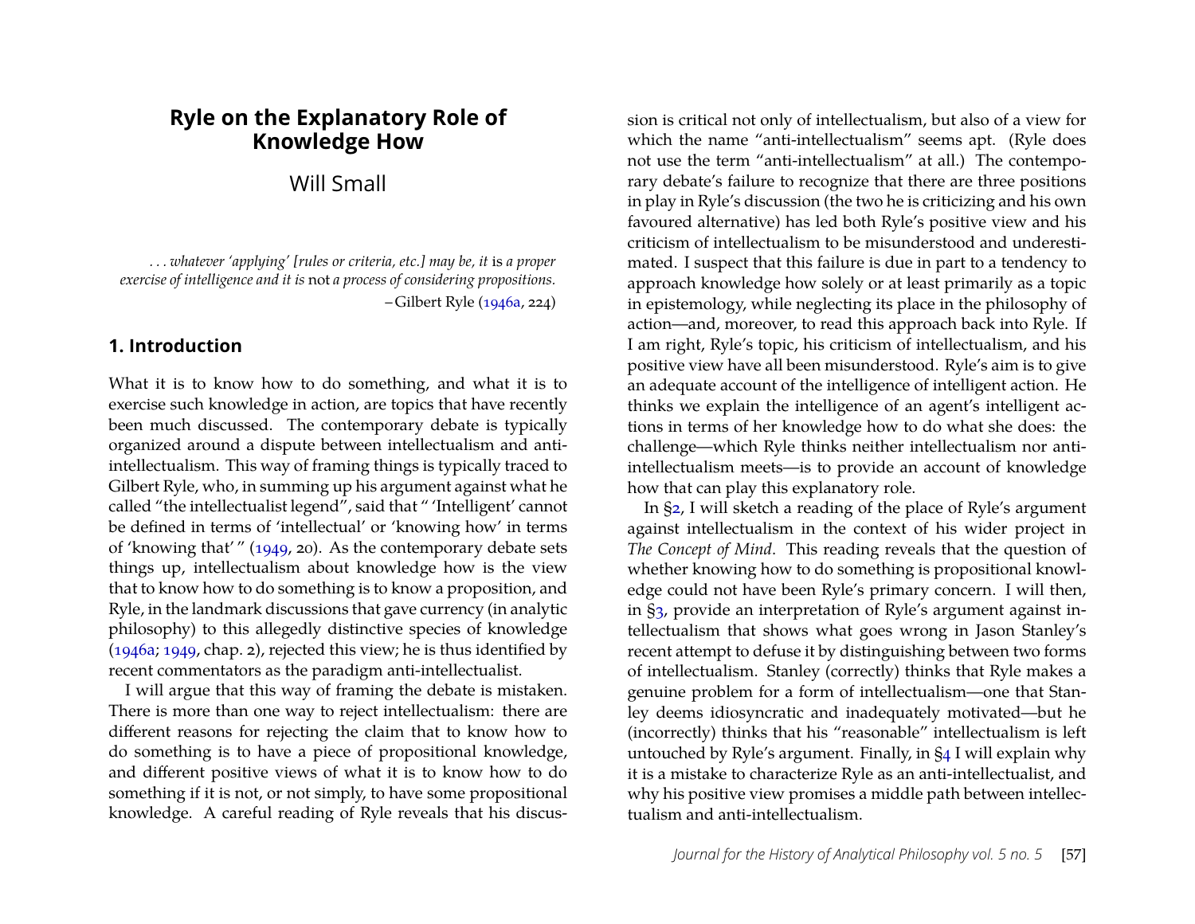# Ryle on the Explanatory Role of Knowledge How

Will Small

> *...whatever 'applying' [rules or criteria, etc.] may be, it* is *a proper exercise of intelligence and it is* not *a process of considering propositions.*
>
> –Gilbert Ryle (1946a, 224)

## 1. Introduction

What it is to know how to do something, and what it is to exercise such knowledge in action, are topics that have recently been much discussed. The contemporary debate is typically organized around a dispute between intellectualism and anti-intellectualism. This way of framing things is typically traced to Gilbert Ryle, who, in summing up his argument against what he called "the intellectualist legend", said that " 'Intelligent' cannot be defined in terms of 'intellectual' or 'knowing how' in terms of 'knowing that' " (1949, 20). As the contemporary debate sets things up, intellectualism about knowledge how is the view that to know how to do something is to know a proposition, and Ryle, in the landmark discussions that gave currency (in analytic philosophy) to this allegedly distinctive species of knowledge (1946a; 1949, chap. 2), rejected this view; he is thus identified by recent commentators as the paradigm anti-intellectualist.

I will argue that this way of framing the debate is mistaken. There is more than one way to reject intellectualism: there are different reasons for rejecting the claim that to know how to do something is to have a piece of propositional knowledge, and different positive views of what it is to know how to do something if it is not, or not simply, to have some propositional knowledge. A careful reading of Ryle reveals that his discussion is critical not only of intellectualism, but also of a view for which the name "anti-intellectualism" seems apt. (Ryle does not use the term "anti-intellectualism" at all.) The contemporary debate's failure to recognize that there are three positions in play in Ryle's discussion (the two he is criticizing and his own favoured alternative) has led both Ryle's positive view and his criticism of intellectualism to be misunderstood and underestimated. I suspect that this failure is due in part to a tendency to approach knowledge how solely or at least primarily as a topic in epistemology, while neglecting its place in the philosophy of action—and, moreover, to read this approach back into Ryle. If I am right, Ryle's topic, his criticism of intellectualism, and his positive view have all been misunderstood. Ryle's aim is to give an adequate account of the intelligence of intelligent action. He thinks we explain the intelligence of an agent's intelligent actions in terms of her knowledge how to do what she does: the challenge—which Ryle thinks neither intellectualism nor anti-intellectualism meets—is to provide an account of knowledge how that can play this explanatory role.

In §2, I will sketch a reading of the place of Ryle's argument against intellectualism in the context of his wider project in *The Concept of Mind*. This reading reveals that the question of whether knowing how to do something is propositional knowledge could not have been Ryle's primary concern. I will then, in §3, provide an interpretation of Ryle's argument against intellectualism that shows what goes wrong in Jason Stanley's recent attempt to defuse it by distinguishing between two forms of intellectualism. Stanley (correctly) thinks that Ryle makes a genuine problem for a form of intellectualism—one that Stanley deems idiosyncratic and inadequately motivated—but he (incorrectly) thinks that his "reasonable" intellectualism is left untouched by Ryle's argument. Finally, in §4 I will explain why it is a mistake to characterize Ryle as an anti-intellectualist, and why his positive view promises a middle path between intellectualism and anti-intellectualism.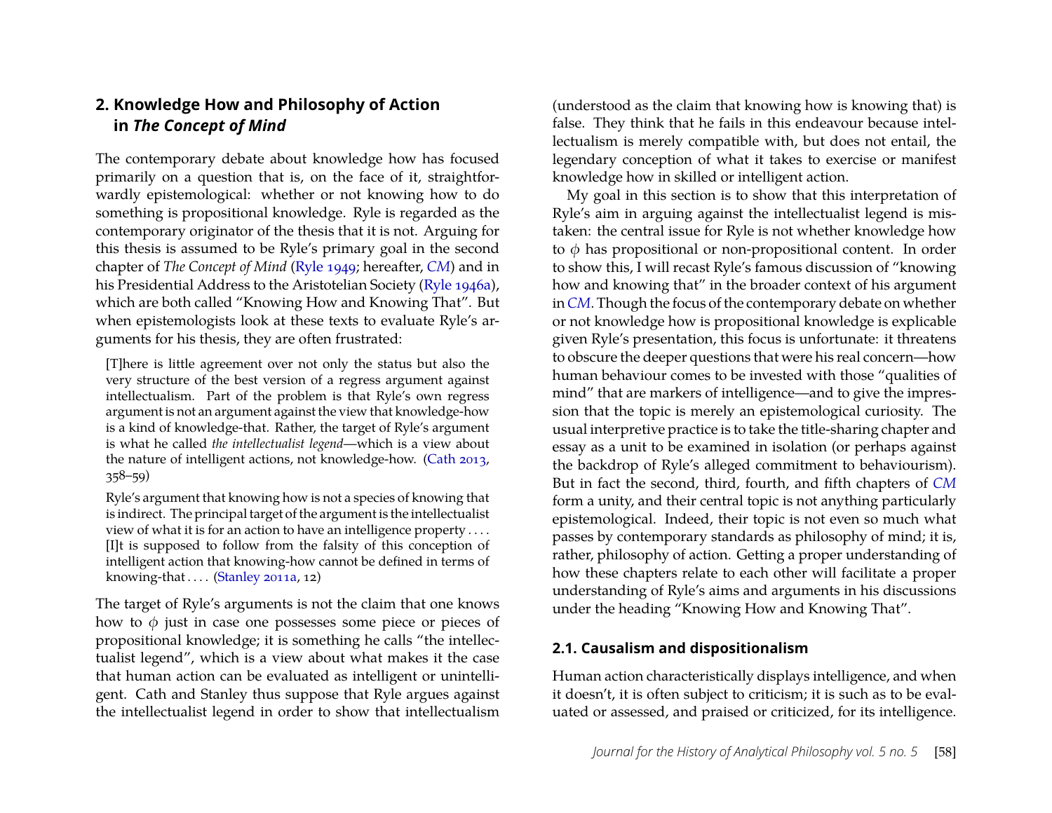## 2. Knowledge How and Philosophy of Action in *The Concept of Mind*

The contemporary debate about knowledge how has focused primarily on a question that is, on the face of it, straightforwardly epistemological: whether or not knowing how to do something is propositional knowledge. Ryle is regarded as the contemporary originator of the thesis that it is not. Arguing for this thesis is assumed to be Ryle's primary goal in the second chapter of *The Concept of Mind* (Ryle 1949; hereafter, *CM*) and in his Presidential Address to the Aristotelian Society (Ryle 1946a), which are both called "Knowing How and Knowing That". But when epistemologists look at these texts to evaluate Ryle's arguments for his thesis, they are often frustrated:

> [T]here is little agreement over not only the status but also the very structure of the best version of a regress argument against intellectualism. Part of the problem is that Ryle's own regress argument is not an argument against the view that knowledge-how is a kind of knowledge-that. Rather, the target of Ryle's argument is what he called *the intellectualist legend*—which is a view about the nature of intelligent actions, not knowledge-how. (Cath 2013, 358–59)

> Ryle's argument that knowing how is not a species of knowing that is indirect. The principal target of the argument is the intellectualist view of what it is for an action to have an intelligence property .... [I]t is supposed to follow from the falsity of this conception of intelligent action that knowing-how cannot be defined in terms of knowing-that .... (Stanley 2011a, 12)

The target of Ryle's arguments is not the claim that one knows how to $\phi$ just in case one possesses some piece or pieces of propositional knowledge; it is something he calls "the intellectualist legend", which is a view about what makes it the case that human action can be evaluated as intelligent or unintelligent. Cath and Stanley thus suppose that Ryle argues against the intellectualist legend in order to show that intellectualism (understood as the claim that knowing how is knowing that) is false. They think that he fails in this endeavour because intellectualism is merely compatible with, but does not entail, the legendary conception of what it takes to exercise or manifest knowledge how in skilled or intelligent action.

My goal in this section is to show that this interpretation of Ryle's aim in arguing against the intellectualist legend is mistaken: the central issue for Ryle is not whether knowledge how to $\phi$ has propositional or non-propositional content. In order to show this, I will recast Ryle's famous discussion of "knowing how and knowing that" in the broader context of his argument in *CM*. Though the focus of the contemporary debate on whether or not knowledge how is propositional knowledge is explicable given Ryle's presentation, this focus is unfortunate: it threatens to obscure the deeper questions that were his real concern—how human behaviour comes to be invested with those "qualities of mind" that are markers of intelligence—and to give the impression that the topic is merely an epistemological curiosity. The usual interpretive practice is to take the title-sharing chapter and essay as a unit to be examined in isolation (or perhaps against the backdrop of Ryle's alleged commitment to behaviourism). But in fact the second, third, fourth, and fifth chapters of *CM* form a unity, and their central topic is not anything particularly epistemological. Indeed, their topic is not even so much what passes by contemporary standards as philosophy of mind; it is, rather, philosophy of action. Getting a proper understanding of how these chapters relate to each other will facilitate a proper understanding of Ryle's aims and arguments in his discussions under the heading "Knowing How and Knowing That".

### 2.1. Causalism and dispositionalism

Human action characteristically displays intelligence, and when it doesn't, it is often subject to criticism; it is such as to be evaluated or assessed, and praised or criticized, for its intelligence.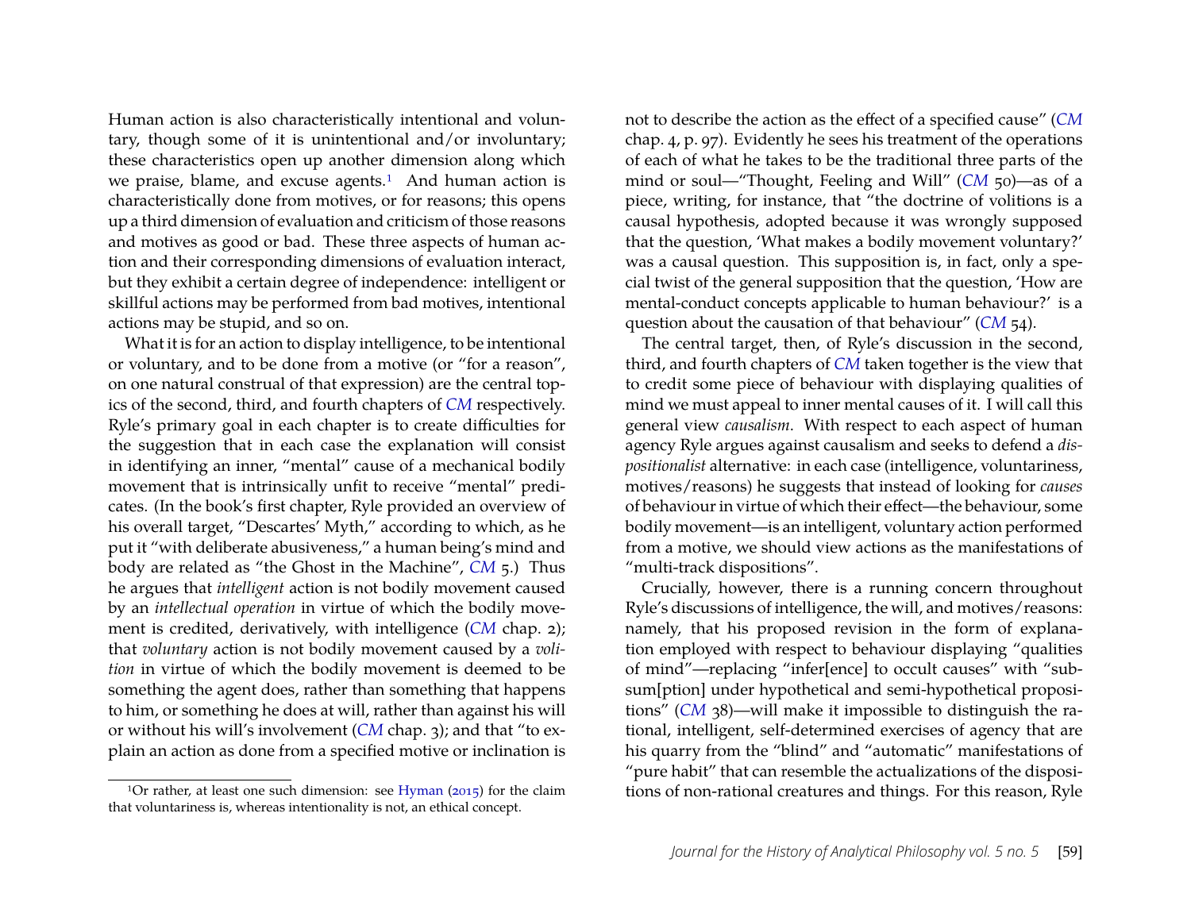Human action is also characteristically intentional and voluntary, though some of it is unintentional and/or involuntary; these characteristics open up another dimension along which we praise, blame, and excuse agents.[1] And human action is characteristically done from motives, or for reasons; this opens up a third dimension of evaluation and criticism of those reasons and motives as good or bad. These three aspects of human action and their corresponding dimensions of evaluation interact, but they exhibit a certain degree of independence: intelligent or skillful actions may be performed from bad motives, intentional actions may be stupid, and so on.

What it is for an action to display intelligence, to be intentional or voluntary, and to be done from a motive (or "for a reason", on one natural construal of that expression) are the central topics of the second, third, and fourth chapters of *CM* respectively. Ryle's primary goal in each chapter is to create difficulties for the suggestion that in each case the explanation will consist in identifying an inner, "mental" cause of a mechanical bodily movement that is intrinsically unfit to receive "mental" predicates. (In the book's first chapter, Ryle provided an overview of his overall target, "Descartes' Myth," according to which, as he put it "with deliberate abusiveness," a human being's mind and body are related as "the Ghost in the Machine", *CM* 5.) Thus he argues that *intelligent* action is not bodily movement caused by an *intellectual operation* in virtue of which the bodily movement is credited, derivatively, with intelligence (*CM* chap. 2); that *voluntary* action is not bodily movement caused by a *volition* in virtue of which the bodily movement is deemed to be something the agent does, rather than something that happens to him, or something he does at will, rather than against his will or without his will's involvement (*CM* chap. 3); and that "to explain an action as done from a specified motive or inclination is not to describe the action as the effect of a specified cause" (*CM* chap. 4, p. 97). Evidently he sees his treatment of the operations of each of what he takes to be the traditional three parts of the mind or soul—"Thought, Feeling and Will" (*CM* 50)—as of a piece, writing, for instance, that "the doctrine of volitions is a causal hypothesis, adopted because it was wrongly supposed that the question, 'What makes a bodily movement voluntary?' was a causal question. This supposition is, in fact, only a special twist of the general supposition that the question, 'How are mental-conduct concepts applicable to human behaviour?' is a question about the causation of that behaviour" (*CM* 54).

The central target, then, of Ryle's discussion in the second, third, and fourth chapters of *CM* taken together is the view that to credit some piece of behaviour with displaying qualities of mind we must appeal to inner mental causes of it. I will call this general view *causalism*. With respect to each aspect of human agency Ryle argues against causalism and seeks to defend a *dispositionalist* alternative: in each case (intelligence, voluntariness, motives/reasons) he suggests that instead of looking for *causes* of behaviour in virtue of which their effect—the behaviour, some bodily movement—is an intelligent, voluntary action performed from a motive, we should view actions as the manifestations of "multi-track dispositions".

Crucially, however, there is a running concern throughout Ryle's discussions of intelligence, the will, and motives/reasons: namely, that his proposed revision in the form of explanation employed with respect to behaviour displaying "qualities of mind"—replacing "infer[ence] to occult causes" with "subsum[ption] under hypothetical and semi-hypothetical propositions" (*CM* 38)—will make it impossible to distinguish the rational, intelligent, self-determined exercises of agency that are his quarry from the "blind" and "automatic" manifestations of "pure habit" that can resemble the actualizations of the dispositions of non-rational creatures and things. For this reason, Ryle

[1] Or rather, at least one such dimension: see Hyman (2015) for the claim that voluntariness is, whereas intentionality is not, an ethical concept.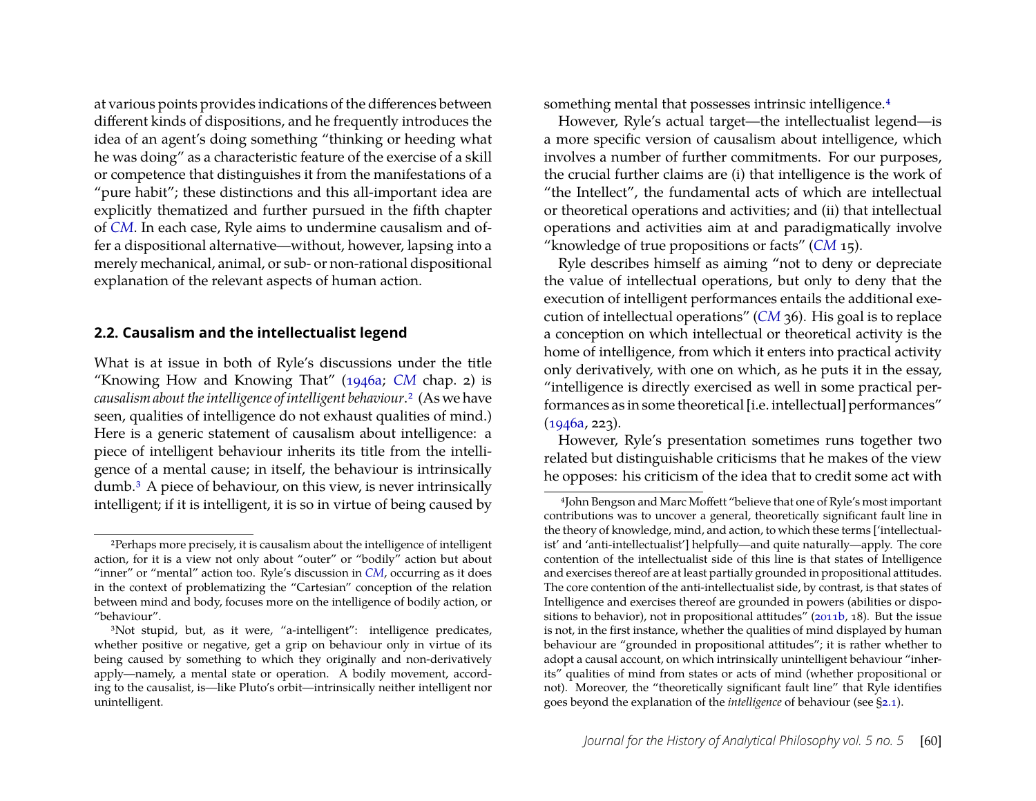at various points provides indications of the differences between different kinds of dispositions, and he frequently introduces the idea of an agent's doing something "thinking or heeding what he was doing" as a characteristic feature of the exercise of a skill or competence that distinguishes it from the manifestations of a "pure habit"; these distinctions and this all-important idea are explicitly thematized and further pursued in the fifth chapter of *CM*. In each case, Ryle aims to undermine causalism and offer a dispositional alternative—without, however, lapsing into a merely mechanical, animal, or sub- or non-rational dispositional explanation of the relevant aspects of human action.

## 2.2. Causalism and the intellectualist legend

What is at issue in both of Ryle's discussions under the title "Knowing How and Knowing That" (1946a; *CM* chap. 2) is *causalism about the intelligence of intelligent behaviour*.[2] (As we have seen, qualities of intelligence do not exhaust qualities of mind.) Here is a generic statement of causalism about intelligence: a piece of intelligent behaviour inherits its title from the intelligence of a mental cause; in itself, the behaviour is intrinsically dumb.[3] A piece of behaviour, on this view, is never intrinsically intelligent; if it is intelligent, it is so in virtue of being caused by something mental that possesses intrinsic intelligence.[4]

However, Ryle's actual target—the intellectualist legend—is a more specific version of causalism about intelligence, which involves a number of further commitments. For our purposes, the crucial further claims are (i) that intelligence is the work of "the Intellect", the fundamental acts of which are intellectual or theoretical operations and activities; and (ii) that intellectual operations and activities aim at and paradigmatically involve "knowledge of true propositions or facts" (*CM* 15).

Ryle describes himself as aiming "not to deny or depreciate the value of intellectual operations, but only to deny that the execution of intelligent performances entails the additional execution of intellectual operations" (*CM* 36). His goal is to replace a conception on which intellectual or theoretical activity is the home of intelligence, from which it enters into practical activity only derivatively, with one on which, as he puts it in the essay, "intelligence is directly exercised as well in some practical performances as in some theoretical [i.e. intellectual] performances" (1946a, 223).

However, Ryle's presentation sometimes runs together two related but distinguishable criticisms that he makes of the view he opposes: his criticism of the idea that to credit some act with

---

[2] Perhaps more precisely, it is causalism about the intelligence of intelligent action, for it is a view not only about "outer" or "bodily" action but about "inner" or "mental" action too. Ryle's discussion in *CM*, occurring as it does in the context of problematizing the "Cartesian" conception of the relation between mind and body, focuses more on the intelligence of bodily action, or "behaviour".

[3] Not stupid, but, as it were, "a-intelligent": intelligence predicates, whether positive or negative, get a grip on behaviour only in virtue of its being caused by something to which they originally and non-derivatively apply—namely, a mental state or operation. A bodily movement, according to the causalist, is—like Pluto's orbit—intrinsically neither intelligent nor unintelligent.

[4] John Bengson and Marc Moffett "believe that one of Ryle's most important contributions was to uncover a general, theoretically significant fault line in the theory of knowledge, mind, and action, to which these terms ['intellectualist' and 'anti-intellectualist'] helpfully—and quite naturally—apply. The core contention of the intellectualist side of this line is that states of Intelligence and exercises thereof are at least partially grounded in propositional attitudes. The core contention of the anti-intellectualist side, by contrast, is that states of Intelligence and exercises thereof are grounded in powers (abilities or dispositions to behavior), not in propositional attitudes" (2011b, 18). But the issue is not, in the first instance, whether the qualities of mind displayed by human behaviour are "grounded in propositional attitudes"; it is rather whether to adopt a causal account, on which intrinsically unintelligent behaviour "inherits" qualities of mind from states or acts of mind (whether propositional or not). Moreover, the "theoretically significant fault line" that Ryle identifies goes beyond the explanation of the *intelligence* of behaviour (see §2.1).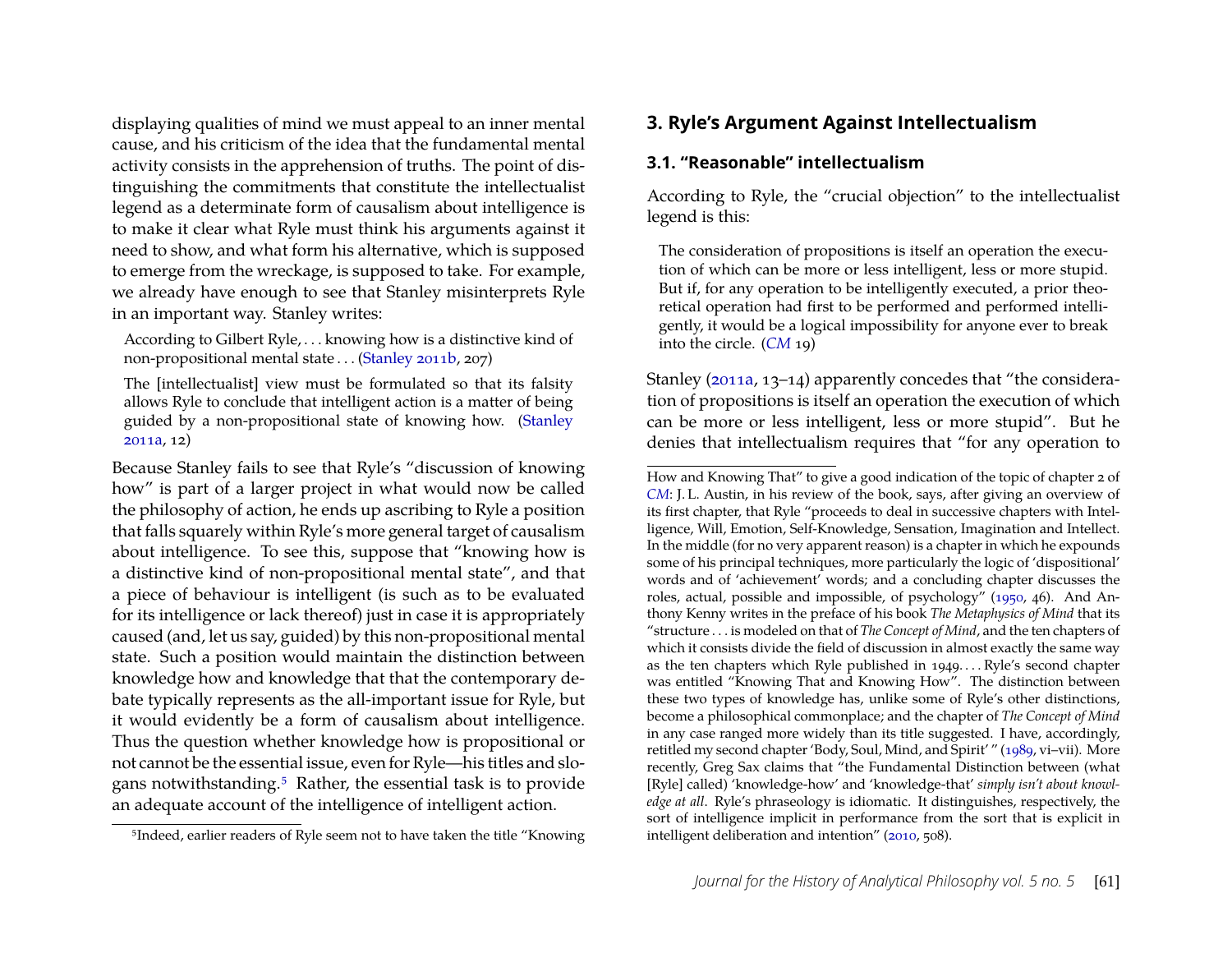displaying qualities of mind we must appeal to an inner mental cause, and his criticism of the idea that the fundamental mental activity consists in the apprehension of truths. The point of distinguishing the commitments that constitute the intellectualist legend as a determinate form of causalism about intelligence is to make it clear what Ryle must think his arguments against it need to show, and what form his alternative, which is supposed to emerge from the wreckage, is supposed to take. For example, we already have enough to see that Stanley misinterprets Ryle in an important way. Stanley writes:

> According to Gilbert Ryle, . . . knowing how is a distinctive kind of non-propositional mental state . . . (Stanley 2011b, 207)

> The [intellectualist] view must be formulated so that its falsity allows Ryle to conclude that intelligent action is a matter of being guided by a non-propositional state of knowing how. (Stanley 2011a, 12)

Because Stanley fails to see that Ryle's "discussion of knowing how" is part of a larger project in what would now be called the philosophy of action, he ends up ascribing to Ryle a position that falls squarely within Ryle's more general target of causalism about intelligence. To see this, suppose that "knowing how is a distinctive kind of non-propositional mental state", and that a piece of behaviour is intelligent (is such as to be evaluated for its intelligence or lack thereof) just in case it is appropriately caused (and, let us say, guided) by this non-propositional mental state. Such a position would maintain the distinction between knowledge how and knowledge that that the contemporary debate typically represents as the all-important issue for Ryle, but it would evidently be a form of causalism about intelligence. Thus the question whether knowledge how is propositional or not cannot be the essential issue, even for Ryle—his titles and slogans notwithstanding.[5] Rather, the essential task is to provide an adequate account of the intelligence of intelligent action.

## 3. Ryle's Argument Against Intellectualism

### 3.1. "Reasonable" intellectualism

According to Ryle, the "crucial objection" to the intellectualist legend is this:

> The consideration of propositions is itself an operation the execution of which can be more or less intelligent, less or more stupid. But if, for any operation to be intelligently executed, a prior theoretical operation had first to be performed and performed intelligently, it would be a logical impossibility for anyone ever to break into the circle. (*CM* 19)

Stanley (2011a, 13–14) apparently concedes that "the consideration of propositions is itself an operation the execution of which can be more or less intelligent, less or more stupid". But he denies that intellectualism requires that "for any operation to

---

[5] Indeed, earlier readers of Ryle seem not to have taken the title "Knowing How and Knowing That" to give a good indication of the topic of chapter 2 of *CM*: J. L. Austin, in his review of the book, says, after giving an overview of its first chapter, that Ryle "proceeds to deal in successive chapters with Intelligence, Will, Emotion, Self-Knowledge, Sensation, Imagination and Intellect. In the middle (for no very apparent reason) is a chapter in which he expounds some of his principal techniques, more particularly the logic of 'dispositional' words and of 'achievement' words; and a concluding chapter discusses the roles, actual, possible and impossible, of psychology" (1950, 46). And Anthony Kenny writes in the preface of his book *The Metaphysics of Mind* that its "structure . . . is modeled on that of *The Concept of Mind*, and the ten chapters of which it consists divide the field of discussion in almost exactly the same way as the ten chapters which Ryle published in 1949. . . . Ryle's second chapter was entitled "Knowing That and Knowing How". The distinction between these two types of knowledge has, unlike some of Ryle's other distinctions, become a philosophical commonplace; and the chapter of *The Concept of Mind* in any case ranged more widely than its title suggested. I have, accordingly, retitled my second chapter 'Body, Soul, Mind, and Spirit' " (1989, vi–vii). More recently, Greg Sax claims that "the Fundamental Distinction between (what [Ryle] called) 'knowledge-how' and 'knowledge-that' *simply isn't about knowledge at all*. Ryle's phraseology is idiomatic. It distinguishes, respectively, the sort of intelligence implicit in performance from the sort that is explicit in intelligent deliberation and intention" (2010, 508).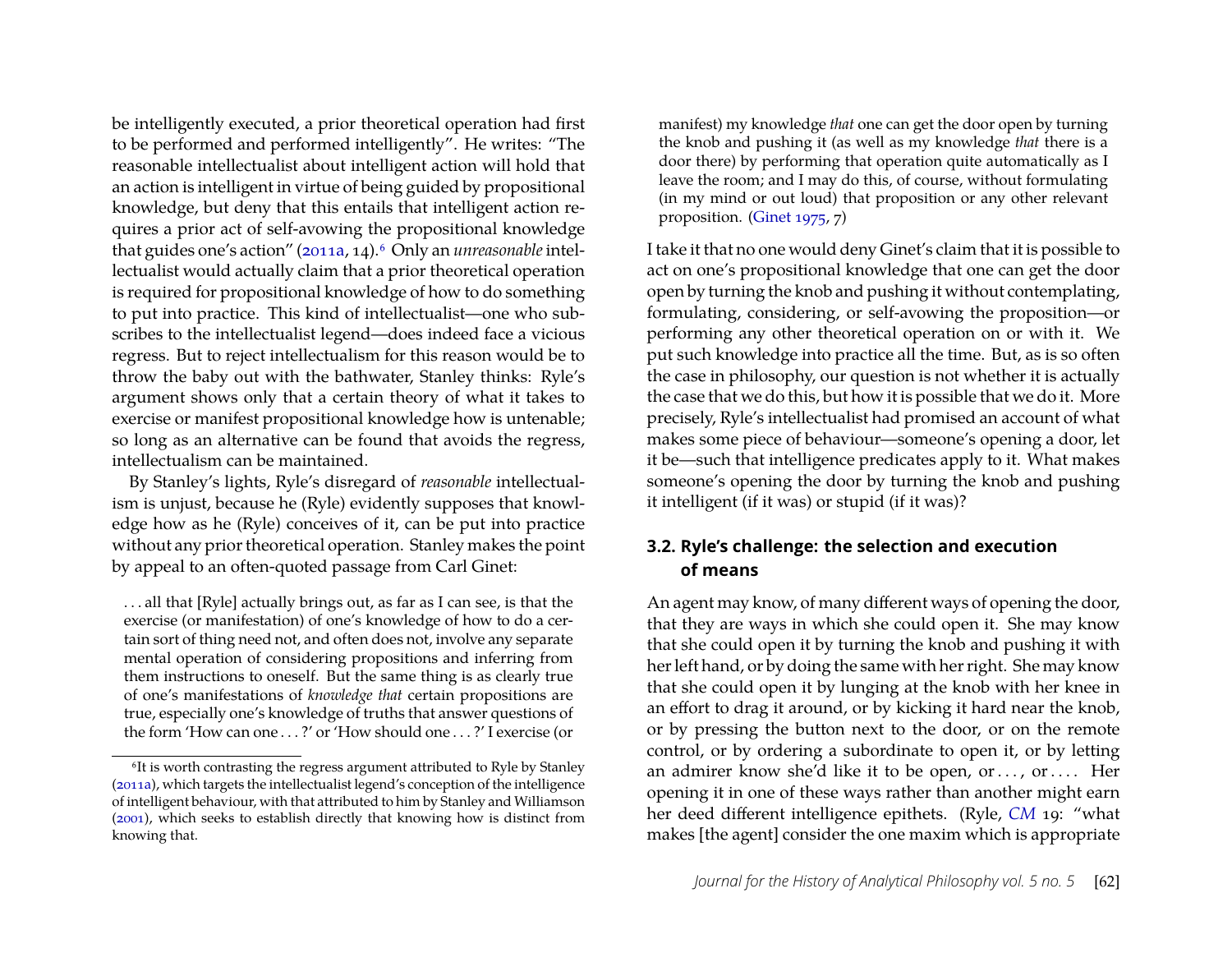be intelligently executed, a prior theoretical operation had first to be performed and performed intelligently". He writes: "The reasonable intellectualist about intelligent action will hold that an action is intelligent in virtue of being guided by propositional knowledge, but deny that this entails that intelligent action requires a prior act of self-avowing the propositional knowledge that guides one's action" (2011a, 14).[6] Only an *unreasonable* intellectualist would actually claim that a prior theoretical operation is required for propositional knowledge of how to do something to put into practice. This kind of intellectualist—one who subscribes to the intellectualist legend—does indeed face a vicious regress. But to reject intellectualism for this reason would be to throw the baby out with the bathwater, Stanley thinks: Ryle's argument shows only that a certain theory of what it takes to exercise or manifest propositional knowledge how is untenable; so long as an alternative can be found that avoids the regress, intellectualism can be maintained.

By Stanley's lights, Ryle's disregard of *reasonable* intellectualism is unjust, because he (Ryle) evidently supposes that knowledge how as he (Ryle) conceives of it, can be put into practice without any prior theoretical operation. Stanley makes the point by appeal to an often-quoted passage from Carl Ginet:

> . . . all that [Ryle] actually brings out, as far as I can see, is that the exercise (or manifestation) of one's knowledge of how to do a certain sort of thing need not, and often does not, involve any separate mental operation of considering propositions and inferring from them instructions to oneself. But the same thing is as clearly true of one's manifestations of *knowledge that* certain propositions are true, especially one's knowledge of truths that answer questions of the form 'How can one . . . ?' or 'How should one . . . ?' I exercise (or manifest) my knowledge *that* one can get the door open by turning the knob and pushing it (as well as my knowledge *that* there is a door there) by performing that operation quite automatically as I leave the room; and I may do this, of course, without formulating (in my mind or out loud) that proposition or any other relevant proposition. (Ginet 1975, 7)

I take it that no one would deny Ginet's claim that it is possible to act on one's propositional knowledge that one can get the door open by turning the knob and pushing it without contemplating, formulating, considering, or self-avowing the proposition—or performing any other theoretical operation on or with it. We put such knowledge into practice all the time. But, as is so often the case in philosophy, our question is not whether it is actually the case that we do this, but how it is possible that we do it. More precisely, Ryle's intellectualist had promised an account of what makes some piece of behaviour—someone's opening a door, let it be—such that intelligence predicates apply to it. What makes someone's opening the door by turning the knob and pushing it intelligent (if it was) or stupid (if it was)?

### 3.2. Ryle's challenge: the selection and execution of means

An agent may know, of many different ways of opening the door, that they are ways in which she could open it. She may know that she could open it by turning the knob and pushing it with her left hand, or by doing the same with her right. She may know that she could open it by lunging at the knob with her knee in an effort to drag it around, or by kicking it hard near the knob, or by pressing the button next to the door, or on the remote control, or by ordering a subordinate to open it, or by letting an admirer know she'd like it to be open, or . . . , or . . . . Her opening it in one of these ways rather than another might earn her deed different intelligence epithets. (Ryle, *CM* 19: "what makes [the agent] consider the one maxim which is appropriate

[6] It is worth contrasting the regress argument attributed to Ryle by Stanley (2011a), which targets the intellectualist legend's conception of the intelligence of intelligent behaviour, with that attributed to him by Stanley and Williamson (2001), which seeks to establish directly that knowing how is distinct from knowing that.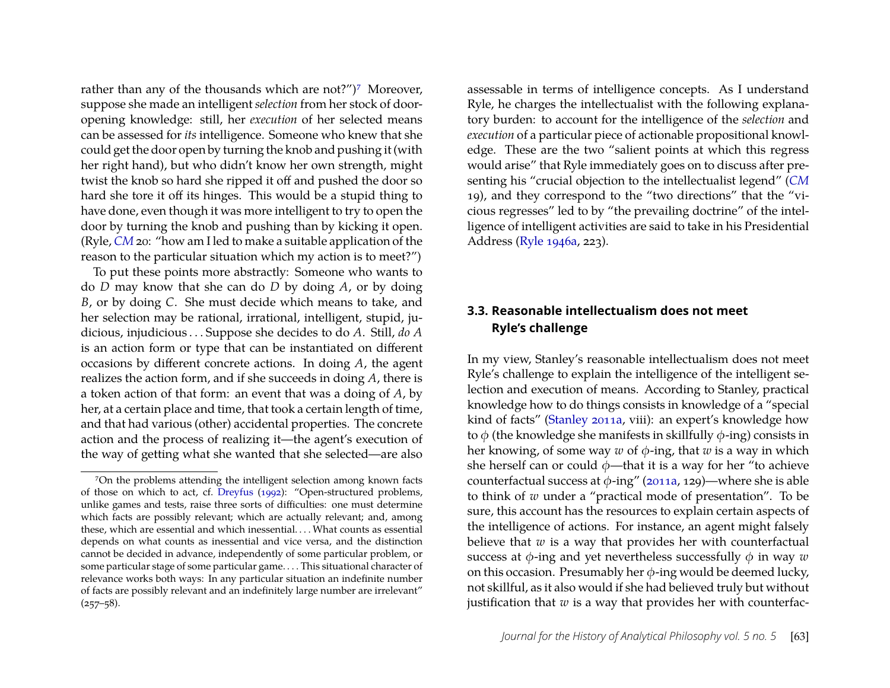rather than any of the thousands which are not?")[7] Moreover, suppose she made an intelligent *selection* from her stock of door-opening knowledge: still, her *execution* of her selected means can be assessed for *its* intelligence. Someone who knew that she could get the door open by turning the knob and pushing it (with her right hand), but who didn't know her own strength, might twist the knob so hard she ripped it off and pushed the door so hard she tore it off its hinges. This would be a stupid thing to have done, even though it was more intelligent to try to open the door by turning the knob and pushing than by kicking it open. (Ryle, *CM* 20: "how am I led to make a suitable application of the reason to the particular situation which my action is to meet?")

To put these points more abstractly: Someone who wants to do $D$ may know that she can do $D$ by doing $A$, or by doing $B$, or by doing $C$. She must decide which means to take, and her selection may be rational, irrational, intelligent, stupid, judicious, injudicious . . . Suppose she decides to do $A$. Still, *do A* is an action form or type that can be instantiated on different occasions by different concrete actions. In doing $A$, the agent realizes the action form, and if she succeeds in doing $A$, there is a token action of that form: an event that was a doing of $A$, by her, at a certain place and time, that took a certain length of time, and that had various (other) accidental properties. The concrete action and the process of realizing it—the agent's execution of the way of getting what she wanted that she selected—are also assessable in terms of intelligence concepts. As I understand Ryle, he charges the intellectualist with the following explanatory burden: to account for the intelligence of the *selection* and *execution* of a particular piece of actionable propositional knowledge. These are the two "salient points at which this regress would arise" that Ryle immediately goes on to discuss after presenting his "crucial objection to the intellectualist legend" (*CM* 19), and they correspond to the "two directions" that the "vicious regresses" led to by "the prevailing doctrine" of the intelligence of intelligent activities are said to take in his Presidential Address (Ryle 1946a, 223).

[7] On the problems attending the intelligent selection among known facts of those on which to act, cf. Dreyfus (1992): "Open-structured problems, unlike games and tests, raise three sorts of difficulties: one must determine which facts are possibly relevant; which are actually relevant; and, among these, which are essential and which inessential. . . . What counts as essential depends on what counts as inessential and vice versa, and the distinction cannot be decided in advance, independently of some particular problem, or some particular stage of some particular game. . . . This situational character of relevance works both ways: In any particular situation an indefinite number of facts are possibly relevant and an indefinitely large number are irrelevant" (257–58).

### 3.3. Reasonable intellectualism does not meet Ryle's challenge

In my view, Stanley's reasonable intellectualism does not meet Ryle's challenge to explain the intelligence of the intelligent selection and execution of means. According to Stanley, practical knowledge how to do things consists in knowledge of a "special kind of facts" (Stanley 2011a, viii): an expert's knowledge how to $\phi$ (the knowledge she manifests in skillfully $\phi$-ing) consists in her knowing, of some way $w$ of $\phi$-ing, that $w$ is a way in which she herself can or could $\phi$—that it is a way for her "to achieve counterfactual success at $\phi$-ing" (2011a, 129)—where she is able to think of $w$ under a "practical mode of presentation". To be sure, this account has the resources to explain certain aspects of the intelligence of actions. For instance, an agent might falsely believe that $w$ is a way that provides her with counterfactual success at $\phi$-ing and yet nevertheless successfully $\phi$ in way $w$ on this occasion. Presumably her $\phi$-ing would be deemed lucky, not skillful, as it also would if she had believed truly but without justification that $w$ is a way that provides her with counterfac-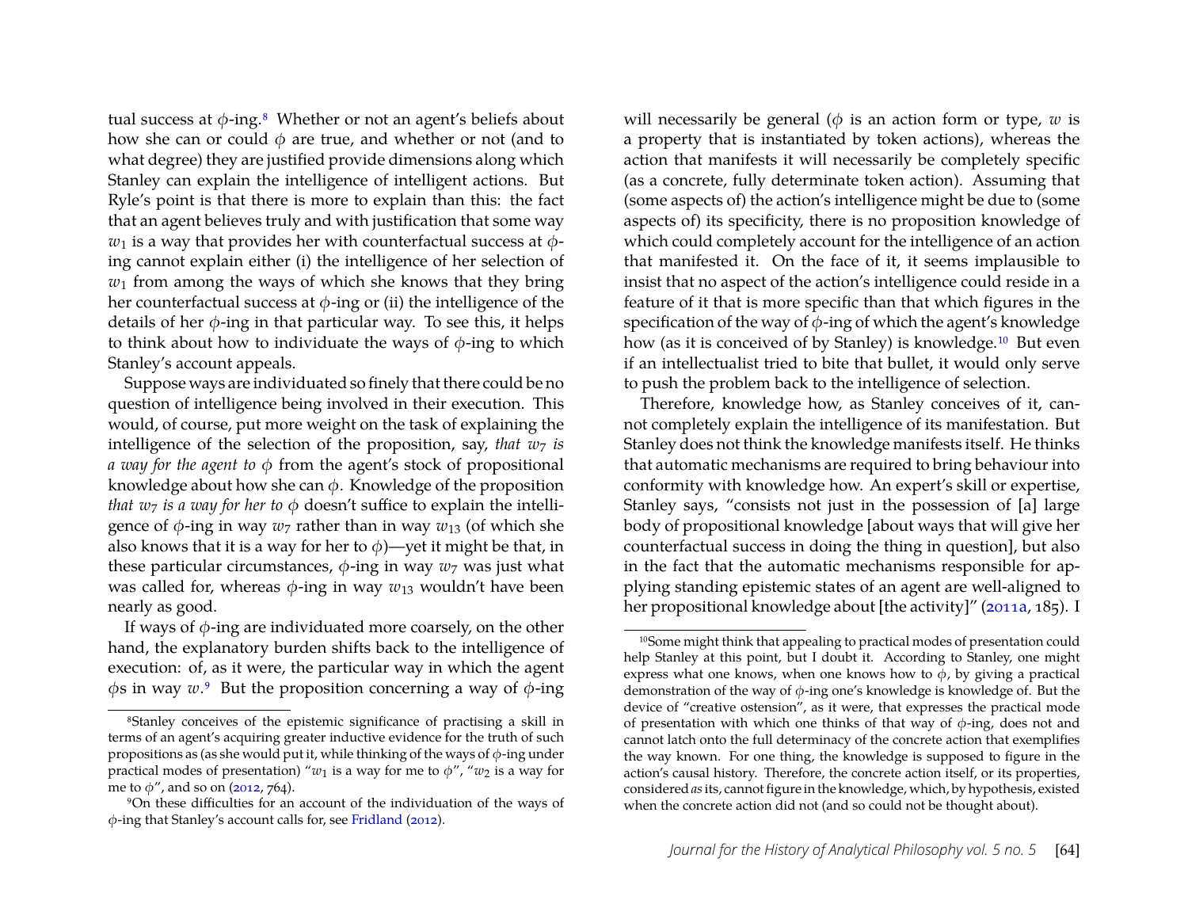tual success at $\phi$-ing.[8] Whether or not an agent's beliefs about how she can or could $\phi$ are true, and whether or not (and to what degree) they are justified provide dimensions along which Stanley can explain the intelligence of intelligent actions. But Ryle's point is that there is more to explain than this: the fact that an agent believes truly and with justification that some way $w_1$ is a way that provides her with counterfactual success at $\phi$-ing cannot explain either (i) the intelligence of her selection of $w_1$ from among the ways of which she knows that they bring her counterfactual success at $\phi$-ing or (ii) the intelligence of the details of her $\phi$-ing in that particular way. To see this, it helps to think about how to individuate the ways of $\phi$-ing to which Stanley's account appeals.

Suppose ways are individuated so finely that there could be no question of intelligence being involved in their execution. This would, of course, put more weight on the task of explaining the intelligence of the selection of the proposition, say, *that $w_7$ is a way for the agent to $\phi$* from the agent's stock of propositional knowledge about how she can $\phi$. Knowledge of the proposition *that $w_7$ is a way for her to $\phi$* doesn't suffice to explain the intelligence of $\phi$-ing in way $w_7$ rather than in way $w_{13}$ (of which she also knows that it is a way for her to $\phi$)—yet it might be that, in these particular circumstances, $\phi$-ing in way $w_7$ was just what was called for, whereas $\phi$-ing in way $w_{13}$ wouldn't have been nearly as good.

If ways of $\phi$-ing are individuated more coarsely, on the other hand, the explanatory burden shifts back to the intelligence of execution: of, as it were, the particular way in which the agent $\phi$s in way $w$.[9] But the proposition concerning a way of $\phi$-ing will necessarily be general ($\phi$ is an action form or type, $w$ is a property that is instantiated by token actions), whereas the action that manifests it will necessarily be completely specific (as a concrete, fully determinate token action). Assuming that (some aspects of) the action's intelligence might be due to (some aspects of) its specificity, there is no proposition knowledge of which could completely account for the intelligence of an action that manifested it. On the face of it, it seems implausible to insist that no aspect of the action's intelligence could reside in a feature of it that is more specific than that which figures in the specification of the way of $\phi$-ing of which the agent's knowledge how (as it is conceived of by Stanley) is knowledge.[10] But even if an intellectualist tried to bite that bullet, it would only serve to push the problem back to the intelligence of selection.

Therefore, knowledge how, as Stanley conceives of it, cannot completely explain the intelligence of its manifestation. But Stanley does not think the knowledge manifests itself. He thinks that automatic mechanisms are required to bring behaviour into conformity with knowledge how. An expert's skill or expertise, Stanley says, "consists not just in the possession of [a] large body of propositional knowledge [about ways that will give her counterfactual success in doing the thing in question], but also in the fact that the automatic mechanisms responsible for applying standing epistemic states of an agent are well-aligned to her propositional knowledge about [the activity]" (2011a, 185). I

---

[8] Stanley conceives of the epistemic significance of practising a skill in terms of an agent's acquiring greater inductive evidence for the truth of such propositions as (as she would put it, while thinking of the ways of $\phi$-ing under practical modes of presentation) "$w_1$ is a way for me to $\phi$", "$w_2$ is a way for me to $\phi$", and so on (2012, 764).

[9] On these difficulties for an account of the individuation of the ways of $\phi$-ing that Stanley's account calls for, see Fridland (2012).

[10] Some might think that appealing to practical modes of presentation could help Stanley at this point, but I doubt it. According to Stanley, one might express what one knows, when one knows how to $\phi$, by giving a practical demonstration of the way of $\phi$-ing one's knowledge is knowledge of. But the device of "creative ostension", as it were, that expresses the practical mode of presentation with which one thinks of that way of $\phi$-ing, does not and cannot latch onto the full determinacy of the concrete action that exemplifies the way known. For one thing, the knowledge is supposed to figure in the action's causal history. Therefore, the concrete action itself, or its properties, considered *as* its, cannot figure in the knowledge, which, by hypothesis, existed when the concrete action did not (and so could not be thought about).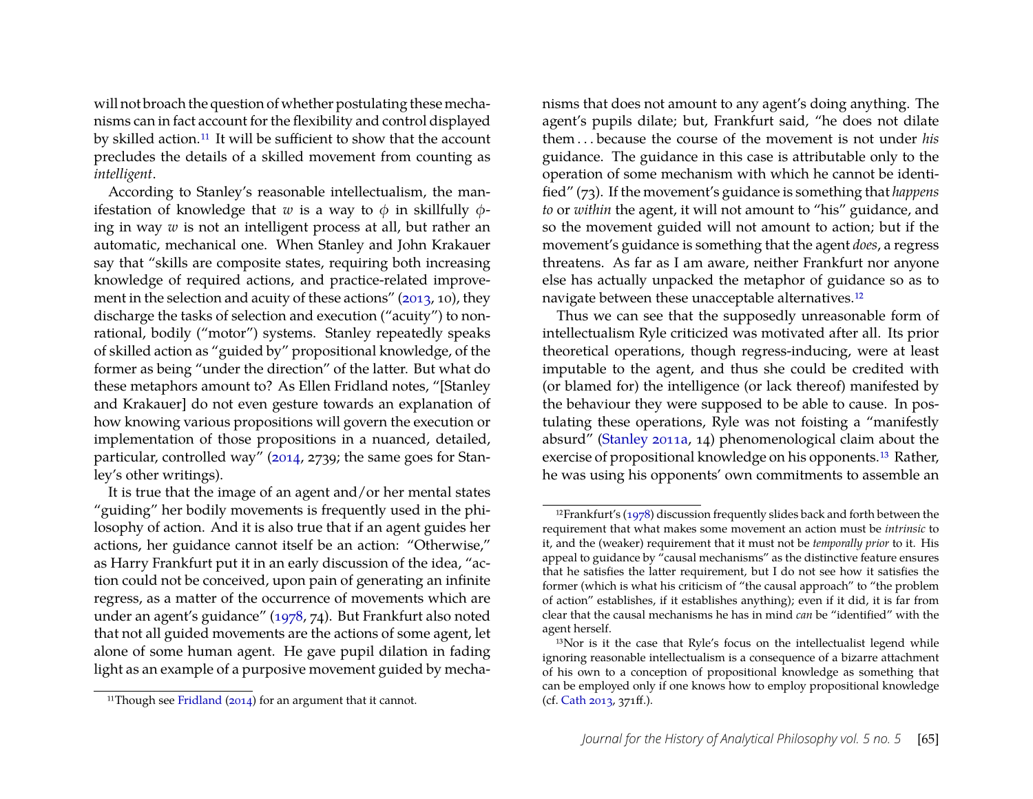will not broach the question of whether postulating these mechanisms can in fact account for the flexibility and control displayed by skilled action.[11] It will be sufficient to show that the account precludes the details of a skilled movement from counting as *intelligent*.

According to Stanley's reasonable intellectualism, the manifestation of knowledge that $w$ is a way to $\phi$ in skillfully $\phi$-ing in way $w$ is not an intelligent process at all, but rather an automatic, mechanical one. When Stanley and John Krakauer say that "skills are composite states, requiring both increasing knowledge of required actions, and practice-related improvement in the selection and acuity of these actions" (2013, 10), they discharge the tasks of selection and execution ("acuity") to nonrational, bodily ("motor") systems. Stanley repeatedly speaks of skilled action as "guided by" propositional knowledge, of the former as being "under the direction" of the latter. But what do these metaphors amount to? As Ellen Fridland notes, "[Stanley and Krakauer] do not even gesture towards an explanation of how knowing various propositions will govern the execution or implementation of those propositions in a nuanced, detailed, particular, controlled way" (2014, 2739; the same goes for Stanley's other writings).

It is true that the image of an agent and/or her mental states "guiding" her bodily movements is frequently used in the philosophy of action. And it is also true that if an agent guides her actions, her guidance cannot itself be an action: "Otherwise," as Harry Frankfurt put it in an early discussion of the idea, "action could not be conceived, upon pain of generating an infinite regress, as a matter of the occurrence of movements which are under an agent's guidance" (1978, 74). But Frankfurt also noted that not all guided movements are the actions of some agent, let alone of some human agent. He gave pupil dilation in fading light as an example of a purposive movement guided by mechanisms that does not amount to any agent's doing anything. The agent's pupils dilate; but, Frankfurt said, "he does not dilate them . . . because the course of the movement is not under *his* guidance. The guidance in this case is attributable only to the operation of some mechanism with which he cannot be identified" (73). If the movement's guidance is something that *happens to* or *within* the agent, it will not amount to "his" guidance, and so the movement guided will not amount to action; but if the movement's guidance is something that the agent *does*, a regress threatens. As far as I am aware, neither Frankfurt nor anyone else has actually unpacked the metaphor of guidance so as to navigate between these unacceptable alternatives.[12]

Thus we can see that the supposedly unreasonable form of intellectualism Ryle criticized was motivated after all. Its prior theoretical operations, though regress-inducing, were at least imputable to the agent, and thus she could be credited with (or blamed for) the intelligence (or lack thereof) manifested by the behaviour they were supposed to be able to cause. In postulating these operations, Ryle was not foisting a "manifestly absurd" (Stanley 2011a, 14) phenomenological claim about the exercise of propositional knowledge on his opponents.[13] Rather, he was using his opponents' own commitments to assemble an

[11] Though see Fridland (2014) for an argument that it cannot.

[12] Frankfurt's (1978) discussion frequently slides back and forth between the requirement that what makes some movement an action must be *intrinsic* to it, and the (weaker) requirement that it must not be *temporally prior* to it. His appeal to guidance by "causal mechanisms" as the distinctive feature ensures that he satisfies the latter requirement, but I do not see how it satisfies the former (which is what his criticism of "the causal approach" to "the problem of action" establishes, if it establishes anything); even if it did, it is far from clear that the causal mechanisms he has in mind *can* be "identified" with the agent herself.

[13] Nor is it the case that Ryle's focus on the intellectualist legend while ignoring reasonable intellectualism is a consequence of a bizarre attachment of his own to a conception of propositional knowledge as something that can be employed only if one knows how to employ propositional knowledge (cf. Cath 2013, 371ff.).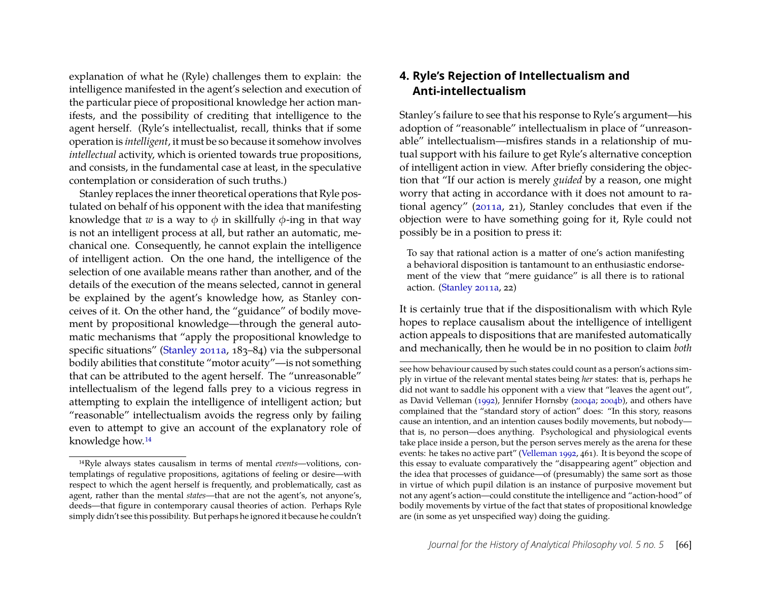explanation of what he (Ryle) challenges them to explain: the intelligence manifested in the agent's selection and execution of the particular piece of propositional knowledge her action manifests, and the possibility of crediting that intelligence to the agent herself. (Ryle's intellectualist, recall, thinks that if some operation is *intelligent*, it must be so because it somehow involves *intellectual* activity, which is oriented towards true propositions, and consists, in the fundamental case at least, in the speculative contemplation or consideration of such truths.)

Stanley replaces the inner theoretical operations that Ryle postulated on behalf of his opponent with the idea that manifesting knowledge that $w$ is a way to $\phi$ in skillfully $\phi$-ing in that way is not an intelligent process at all, but rather an automatic, mechanical one. Consequently, he cannot explain the intelligence of intelligent action. On the one hand, the intelligence of the selection of one available means rather than another, and of the details of the execution of the means selected, cannot in general be explained by the agent's knowledge how, as Stanley conceives of it. On the other hand, the "guidance" of bodily movement by propositional knowledge—through the general automatic mechanisms that "apply the propositional knowledge to specific situations" (Stanley 2011a, 183–84) via the subpersonal bodily abilities that constitute "motor acuity"—is not something that can be attributed to the agent herself. The "unreasonable" intellectualism of the legend falls prey to a vicious regress in attempting to explain the intelligence of intelligent action; but "reasonable" intellectualism avoids the regress only by failing even to attempt to give an account of the explanatory role of knowledge how.[14]

[14] Ryle always states causalism in terms of mental *events*—volitions, contemplatings of regulative propositions, agitations of feeling or desire—with respect to which the agent herself is frequently, and problematically, cast as agent, rather than the mental *states*—that are not the agent's, not anyone's, deeds—that figure in contemporary causal theories of action. Perhaps Ryle simply didn't see this possibility. But perhaps he ignored it because he couldn't see how behaviour caused by such states could count as a person's actions simply in virtue of the relevant mental states being *her* states: that is, perhaps he did not want to saddle his opponent with a view that "leaves the agent out", as David Velleman (1992), Jennifer Hornsby (2004a; 2004b), and others have complained that the "standard story of action" does: "In this story, reasons cause an intention, and an intention causes bodily movements, but nobody—that is, no person—does anything. Psychological and physiological events take place inside a person, but the person serves merely as the arena for these events: he takes no active part" (Velleman 1992, 461). It is beyond the scope of this essay to evaluate comparatively the "disappearing agent" objection and the idea that processes of guidance—of (presumably) the same sort as those in virtue of which pupil dilation is an instance of purposive movement but not any agent's action—could constitute the intelligence and "action-hood" of bodily movements by virtue of the fact that states of propositional knowledge are (in some as yet unspecified way) doing the guiding.

## 4. Ryle's Rejection of Intellectualism and Anti-intellectualism

Stanley's failure to see that his response to Ryle's argument—his adoption of "reasonable" intellectualism in place of "unreasonable" intellectualism—misfires stands in a relationship of mutual support with his failure to get Ryle's alternative conception of intelligent action in view. After briefly considering the objection that "If our action is merely *guided* by a reason, one might worry that acting in accordance with it does not amount to rational agency" (2011a, 21), Stanley concludes that even if the objection were to have something going for it, Ryle could not possibly be in a position to press it:

> To say that rational action is a matter of one's action manifesting a behavioral disposition is tantamount to an enthusiastic endorsement of the view that "mere guidance" is all there is to rational action. (Stanley 2011a, 22)

It is certainly true that if the dispositionalism with which Ryle hopes to replace causalism about the intelligence of intelligent action appeals to dispositions that are manifested automatically and mechanically, then he would be in no position to claim *both*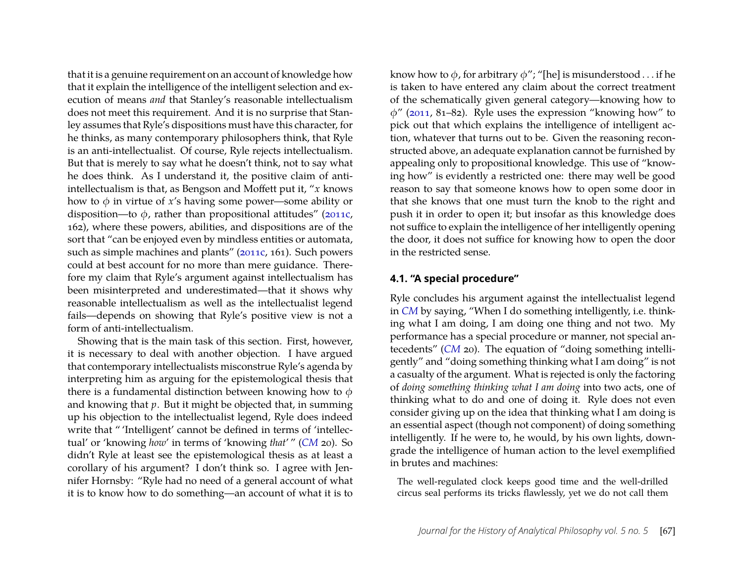that it is a genuine requirement on an account of knowledge how that it explain the intelligence of the intelligent selection and execution of means *and* that Stanley's reasonable intellectualism does not meet this requirement. And it is no surprise that Stanley assumes that Ryle's dispositions must have this character, for he thinks, as many contemporary philosophers think, that Ryle is an anti-intellectualist. Of course, Ryle rejects intellectualism. But that is merely to say what he doesn't think, not to say what he does think. As I understand it, the positive claim of anti-intellectualism is that, as Bengson and Moffett put it, "$x$ knows how to $\phi$ in virtue of $x$'s having some power—some ability or disposition—to $\phi$, rather than propositional attitudes" (2011c, 162), where these powers, abilities, and dispositions are of the sort that "can be enjoyed even by mindless entities or automata, such as simple machines and plants" (2011c, 161). Such powers could at best account for no more than mere guidance. Therefore my claim that Ryle's argument against intellectualism has been misinterpreted and underestimated—that it shows why reasonable intellectualism as well as the intellectualist legend fails—depends on showing that Ryle's positive view is not a form of anti-intellectualism.

Showing that is the main task of this section. First, however, it is necessary to deal with another objection. I have argued that contemporary intellectualists misconstrue Ryle's agenda by interpreting him as arguing for the epistemological thesis that there is a fundamental distinction between knowing how to $\phi$ and knowing that $p$. But it might be objected that, in summing up his objection to the intellectualist legend, Ryle does indeed write that " 'Intelligent' cannot be defined in terms of 'intellectual' or 'knowing *how*' in terms of 'knowing *that*' " (*CM* 20). So didn't Ryle at least see the epistemological thesis as at least a corollary of his argument? I don't think so. I agree with Jennifer Hornsby: "Ryle had no need of a general account of what it is to know how to do something—an account of what it is to know how to $\phi$, for arbitrary $\phi$"; "[he] is misunderstood . . . if he is taken to have entered any claim about the correct treatment of the schematically given general category—knowing how to $\phi$" (2011, 81–82). Ryle uses the expression "knowing how" to pick out that which explains the intelligence of intelligent action, whatever that turns out to be. Given the reasoning reconstructed above, an adequate explanation cannot be furnished by appealing only to propositional knowledge. This use of "knowing how" is evidently a restricted one: there may well be good reason to say that someone knows how to open some door in that she knows that one must turn the knob to the right and push it in order to open it; but insofar as this knowledge does not suffice to explain the intelligence of her intelligently opening the door, it does not suffice for knowing how to open the door in the restricted sense.

### 4.1. "A special procedure"

Ryle concludes his argument against the intellectualist legend in *CM* by saying, "When I do something intelligently, i.e. thinking what I am doing, I am doing one thing and not two. My performance has a special procedure or manner, not special antecedents" (*CM* 20). The equation of "doing something intelligently" and "doing something thinking what I am doing" is not a casualty of the argument. What is rejected is only the factoring of *doing something thinking what I am doing* into two acts, one of thinking what to do and one of doing it. Ryle does not even consider giving up on the idea that thinking what I am doing is an essential aspect (though not component) of doing something intelligently. If he were to, he would, by his own lights, downgrade the intelligence of human action to the level exemplified in brutes and machines:

> The well-regulated clock keeps good time and the well-drilled circus seal performs its tricks flawlessly, yet we do not call them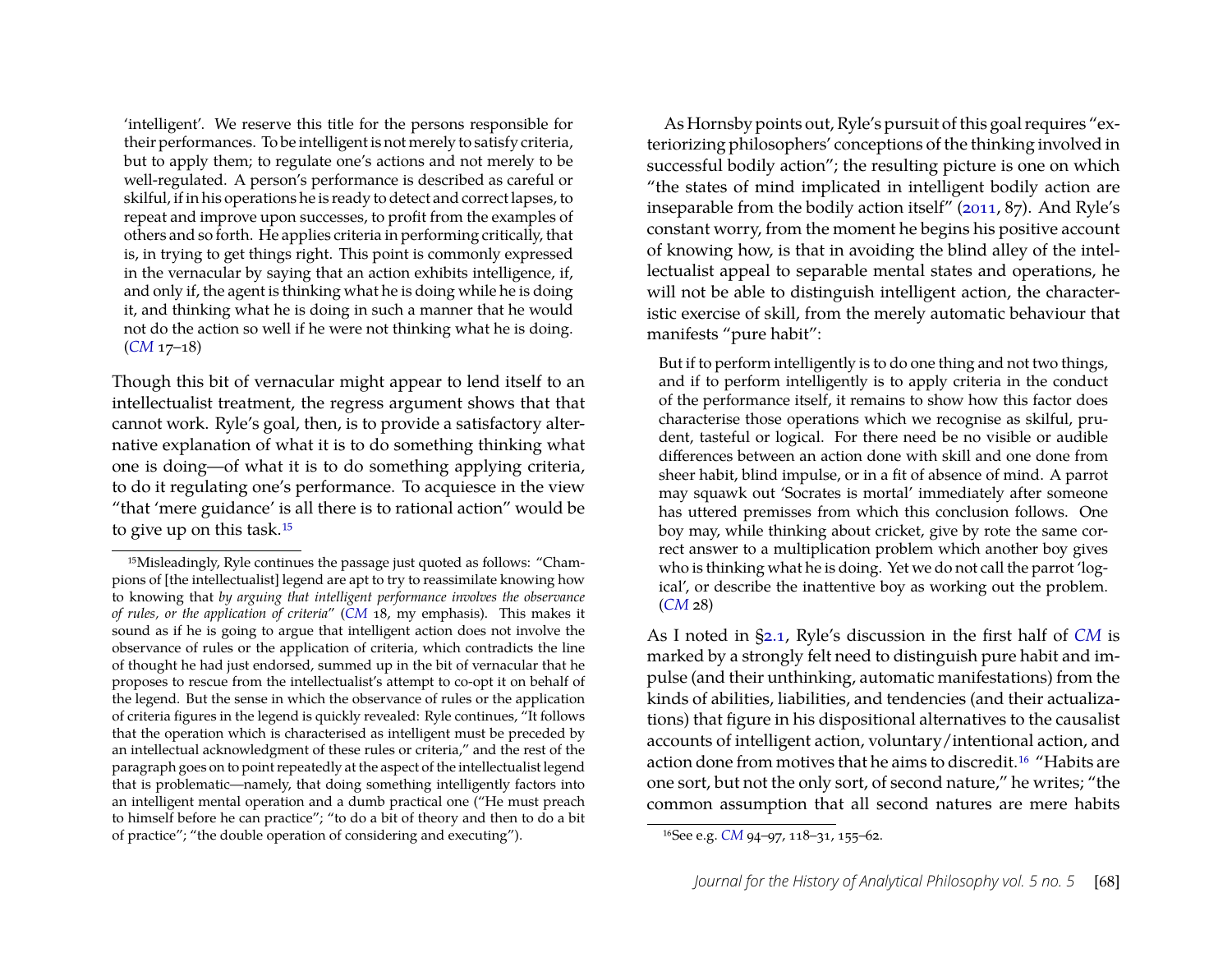'intelligent'. We reserve this title for the persons responsible for their performances. To be intelligent is not merely to satisfy criteria, but to apply them; to regulate one's actions and not merely to be well-regulated. A person's performance is described as careful or skilful, if in his operations he is ready to detect and correct lapses, to repeat and improve upon successes, to profit from the examples of others and so forth. He applies criteria in performing critically, that is, in trying to get things right. This point is commonly expressed in the vernacular by saying that an action exhibits intelligence, if, and only if, the agent is thinking what he is doing while he is doing it, and thinking what he is doing in such a manner that he would not do the action so well if he were not thinking what he is doing. (*CM* 17–18)

Though this bit of vernacular might appear to lend itself to an intellectualist treatment, the regress argument shows that that cannot work. Ryle's goal, then, is to provide a satisfactory alternative explanation of what it is to do something thinking what one is doing—of what it is to do something applying criteria, to do it regulating one's performance. To acquiesce in the view "that 'mere guidance' is all there is to rational action" would be to give up on this task.[15]

As Hornsby points out, Ryle's pursuit of this goal requires "exteriorizing philosophers' conceptions of the thinking involved in successful bodily action"; the resulting picture is one on which "the states of mind implicated in intelligent bodily action are inseparable from the bodily action itself" (2011, 87). And Ryle's constant worry, from the moment he begins his positive account of knowing how, is that in avoiding the blind alley of the intellectualist appeal to separable mental states and operations, he will not be able to distinguish intelligent action, the characteristic exercise of skill, from the merely automatic behaviour that manifests "pure habit":

> But if to perform intelligently is to do one thing and not two things, and if to perform intelligently is to apply criteria in the conduct of the performance itself, it remains to show how this factor does characterise those operations which we recognise as skilful, prudent, tasteful or logical. For there need be no visible or audible differences between an action done with skill and one done from sheer habit, blind impulse, or in a fit of absence of mind. A parrot may squawk out 'Socrates is mortal' immediately after someone has uttered premisses from which this conclusion follows. One boy may, while thinking about cricket, give by rote the same correct answer to a multiplication problem which another boy gives who is thinking what he is doing. Yet we do not call the parrot 'logical', or describe the inattentive boy as working out the problem. (*CM* 28)

As I noted in §2.1, Ryle's discussion in the first half of *CM* is marked by a strongly felt need to distinguish pure habit and impulse (and their unthinking, automatic manifestations) from the kinds of abilities, liabilities, and tendencies (and their actualizations) that figure in his dispositional alternatives to the causalist accounts of intelligent action, voluntary/intentional action, and action done from motives that he aims to discredit.[16] "Habits are one sort, but not the only sort, of second nature," he writes; "the common assumption that all second natures are mere habits

[15] Misleadingly, Ryle continues the passage just quoted as follows: "Champions of [the intellectualist] legend are apt to try to reassimilate knowing how to knowing that *by arguing that intelligent performance involves the observance of rules, or the application of criteria*" (*CM* 18, my emphasis). This makes it sound as if he is going to argue that intelligent action does not involve the observance of rules or the application of criteria, which contradicts the line of thought he had just endorsed, summed up in the bit of vernacular that he proposes to rescue from the intellectualist's attempt to co-opt it on behalf of the legend. But the sense in which the observance of rules or the application of criteria figures in the legend is quickly revealed: Ryle continues, "It follows that the operation which is characterised as intelligent must be preceded by an intellectual acknowledgment of these rules or criteria," and the rest of the paragraph goes on to point repeatedly at the aspect of the intellectualist legend that is problematic—namely, that doing something intelligently factors into an intelligent mental operation and a dumb practical one ("He must preach to himself before he can practice"; "to do a bit of theory and then to do a bit of practice"; "the double operation of considering and executing").

[16] See e.g. *CM* 94–97, 118–31, 155–62.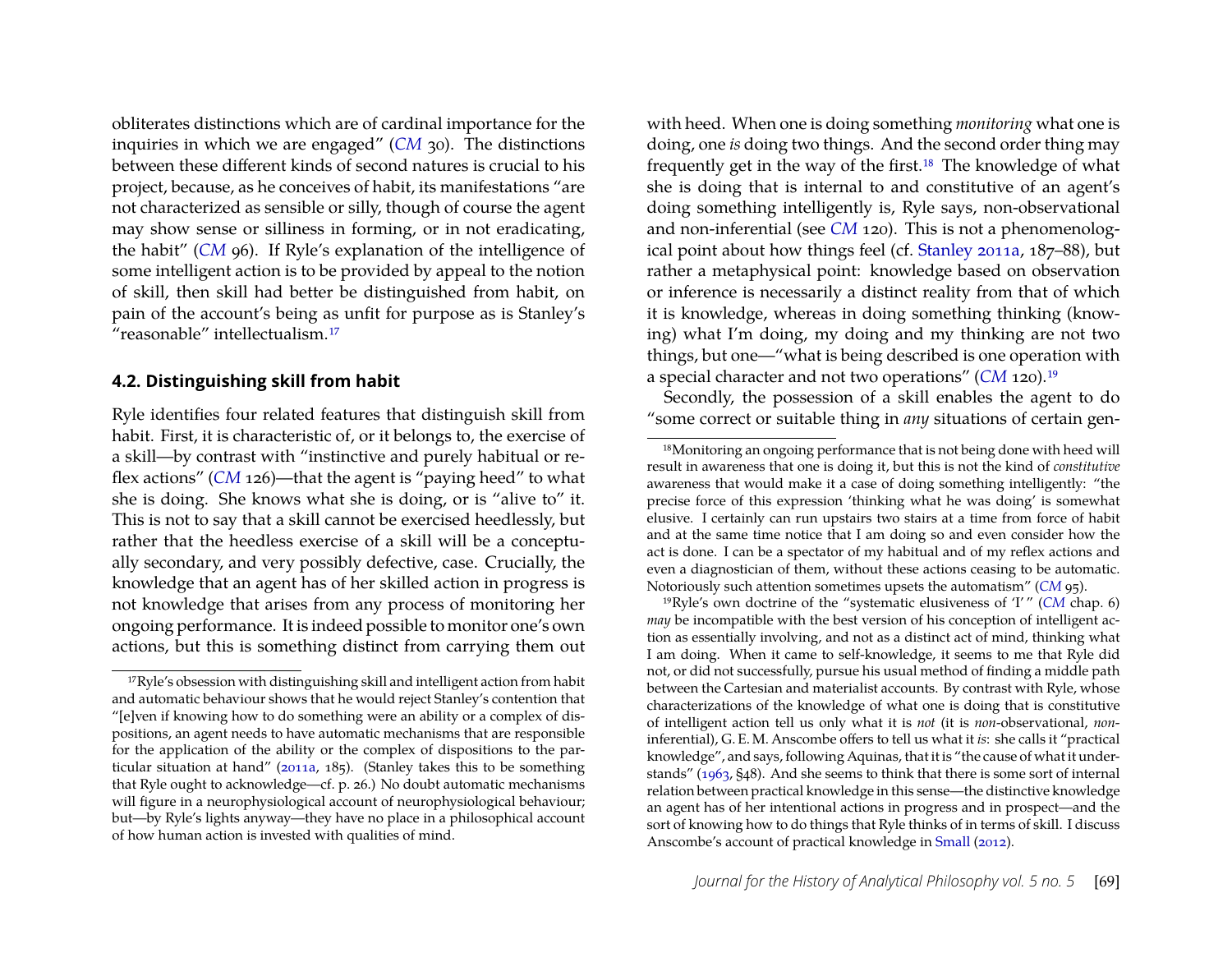obliterates distinctions which are of cardinal importance for the inquiries in which we are engaged" (*CM* 30). The distinctions between these different kinds of second natures is crucial to his project, because, as he conceives of habit, its manifestations "are not characterized as sensible or silly, though of course the agent may show sense or silliness in forming, or in not eradicating, the habit" (*CM* 96). If Ryle's explanation of the intelligence of some intelligent action is to be provided by appeal to the notion of skill, then skill had better be distinguished from habit, on pain of the account's being as unfit for purpose as is Stanley's "reasonable" intellectualism.[17]

### 4.2. Distinguishing skill from habit

Ryle identifies four related features that distinguish skill from habit. First, it is characteristic of, or it belongs to, the exercise of a skill—by contrast with "instinctive and purely habitual or reflex actions" (*CM* 126)—that the agent is "paying heed" to what she is doing. She knows what she is doing, or is "alive to" it. This is not to say that a skill cannot be exercised heedlessly, but rather that the heedless exercise of a skill will be a conceptually secondary, and very possibly defective, case. Crucially, the knowledge that an agent has of her skilled action in progress is not knowledge that arises from any process of monitoring her ongoing performance. It is indeed possible to monitor one's own actions, but this is something distinct from carrying them out with heed. When one is doing something *monitoring* what one is doing, one *is* doing two things. And the second order thing may frequently get in the way of the first.[18] The knowledge of what she is doing that is internal to and constitutive of an agent's doing something intelligently is, Ryle says, non-observational and non-inferential (see *CM* 120). This is not a phenomenological point about how things feel (cf. Stanley 2011a, 187–88), but rather a metaphysical point: knowledge based on observation or inference is necessarily a distinct reality from that of which it is knowledge, whereas in doing something thinking (knowing) what I'm doing, my doing and my thinking are not two things, but one—"what is being described is one operation with a special character and not two operations" (*CM* 120).[19]

Secondly, the possession of a skill enables the agent to do "some correct or suitable thing in *any* situations of certain gen-

---

[17] Ryle's obsession with distinguishing skill and intelligent action from habit and automatic behaviour shows that he would reject Stanley's contention that "[e]ven if knowing how to do something were an ability or a complex of dispositions, an agent needs to have automatic mechanisms that are responsible for the application of the ability or the complex of dispositions to the particular situation at hand" (2011a, 185). (Stanley takes this to be something that Ryle ought to acknowledge—cf. p. 26.) No doubt automatic mechanisms will figure in a neurophysiological account of neurophysiological behaviour; but—by Ryle's lights anyway—they have no place in a philosophical account of how human action is invested with qualities of mind.

[18] Monitoring an ongoing performance that is not being done with heed will result in awareness that one is doing it, but this is not the kind of *constitutive* awareness that would make it a case of doing something intelligently: "the precise force of this expression 'thinking what he was doing' is somewhat elusive. I certainly can run upstairs two stairs at a time from force of habit and at the same time notice that I am doing so and even consider how the act is done. I can be a spectator of my habitual and of my reflex actions and even a diagnostician of them, without these actions ceasing to be automatic. Notoriously such attention sometimes upsets the automatism" (*CM* 95).

[19] Ryle's own doctrine of the "systematic elusiveness of 'I' " (*CM* chap. 6) *may* be incompatible with the best version of his conception of intelligent action as essentially involving, and not as a distinct act of mind, thinking what I am doing. When it came to self-knowledge, it seems to me that Ryle did not, or did not successfully, pursue his usual method of finding a middle path between the Cartesian and materialist accounts. By contrast with Ryle, whose characterizations of the knowledge of what one is doing that is constitutive of intelligent action tell us only what it is *not* (it is *non*-observational, *non*-inferential), G. E. M. Anscombe offers to tell us what it *is*: she calls it "practical knowledge", and says, following Aquinas, that it is "the cause of what it understands" (1963, §48). And she seems to think that there is some sort of internal relation between practical knowledge in this sense—the distinctive knowledge an agent has of her intentional actions in progress and in prospect—and the sort of knowing how to do things that Ryle thinks of in terms of skill. I discuss Anscombe's account of practical knowledge in Small (2012).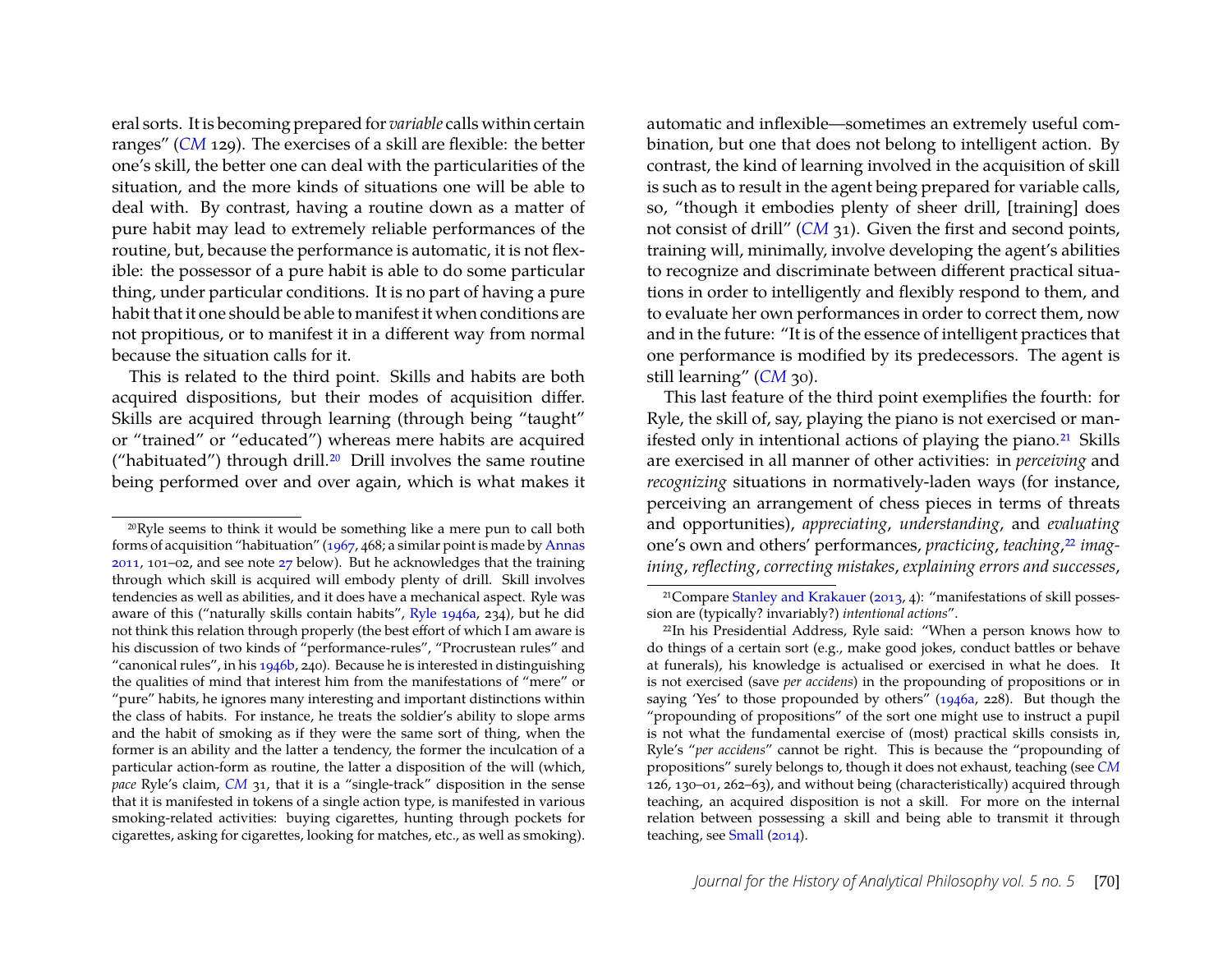eral sorts. It is becoming prepared for *variable* calls within certain ranges" (*CM* 129). The exercises of a skill are flexible: the better one's skill, the better one can deal with the particularities of the situation, and the more kinds of situations one will be able to deal with. By contrast, having a routine down as a matter of pure habit may lead to extremely reliable performances of the routine, but, because the performance is automatic, it is not flexible: the possessor of a pure habit is able to do some particular thing, under particular conditions. It is no part of having a pure habit that it one should be able to manifest it when conditions are not propitious, or to manifest it in a different way from normal because the situation calls for it.

This is related to the third point. Skills and habits are both acquired dispositions, but their modes of acquisition differ. Skills are acquired through learning (through being "taught" or "trained" or "educated") whereas mere habits are acquired ("habituated") through drill.[20] Drill involves the same routine being performed over and over again, which is what makes it automatic and inflexible—sometimes an extremely useful combination, but one that does not belong to intelligent action. By contrast, the kind of learning involved in the acquisition of skill is such as to result in the agent being prepared for variable calls, so, "though it embodies plenty of sheer drill, [training] does not consist of drill" (*CM* 31). Given the first and second points, training will, minimally, involve developing the agent's abilities to recognize and discriminate between different practical situations in order to intelligently and flexibly respond to them, and to evaluate her own performances in order to correct them, now and in the future: "It is of the essence of intelligent practices that one performance is modified by its predecessors. The agent is still learning" (*CM* 30).

This last feature of the third point exemplifies the fourth: for Ryle, the skill of, say, playing the piano is not exercised or manifested only in intentional actions of playing the piano.[21] Skills are exercised in all manner of other activities: in *perceiving* and *recognizing* situations in normatively-laden ways (for instance, perceiving an arrangement of chess pieces in terms of threats and opportunities), *appreciating*, *understanding*, and *evaluating* one's own and others' performances, *practicing*, *teaching*,[22] *imagining*, *reflecting*, *correcting mistakes*, *explaining errors and successes*,

---

[20] Ryle seems to think it would be something like a mere pun to call both forms of acquisition "habituation" (1967, 468; a similar point is made by Annas 2011, 101–02, and see note 27 below). But he acknowledges that the training through which skill is acquired will embody plenty of drill. Skill involves tendencies as well as abilities, and it does have a mechanical aspect. Ryle was aware of this ("naturally skills contain habits", Ryle 1946a, 234), but he did not think this relation through properly (the best effort of which I am aware is his discussion of two kinds of "performance-rules", "Procrustean rules" and "canonical rules", in his 1946b, 240). Because he is interested in distinguishing the qualities of mind that interest him from the manifestations of "mere" or "pure" habits, he ignores many interesting and important distinctions within the class of habits. For instance, he treats the soldier's ability to slope arms and the habit of smoking as if they were the same sort of thing, when the former is an ability and the latter a tendency, the former the inculcation of a particular action-form as routine, the latter a disposition of the will (which, *pace* Ryle's claim, *CM* 31, that it is a "single-track" disposition in the sense that it is manifested in tokens of a single action type, is manifested in various smoking-related activities: buying cigarettes, hunting through pockets for cigarettes, asking for cigarettes, looking for matches, etc., as well as smoking).

[21] Compare Stanley and Krakauer (2013, 4): "manifestations of skill possession are (typically? invariably?) *intentional actions*".

[22] In his Presidential Address, Ryle said: "When a person knows how to do things of a certain sort (e.g., make good jokes, conduct battles or behave at funerals), his knowledge is actualised or exercised in what he does. It is not exercised (save *per accidens*) in the propounding of propositions or in saying 'Yes' to those propounded by others" (1946a, 228). But though the "propounding of propositions" of the sort one might use to instruct a pupil is not what the fundamental exercise of (most) practical skills consists in, Ryle's "*per accidens*" cannot be right. This is because the "propounding of propositions" surely belongs to, though it does not exhaust, teaching (see *CM* 126, 130–01, 262–63), and without being (characteristically) acquired through teaching, an acquired disposition is not a skill. For more on the internal relation between possessing a skill and being able to transmit it through teaching, see Small (2014).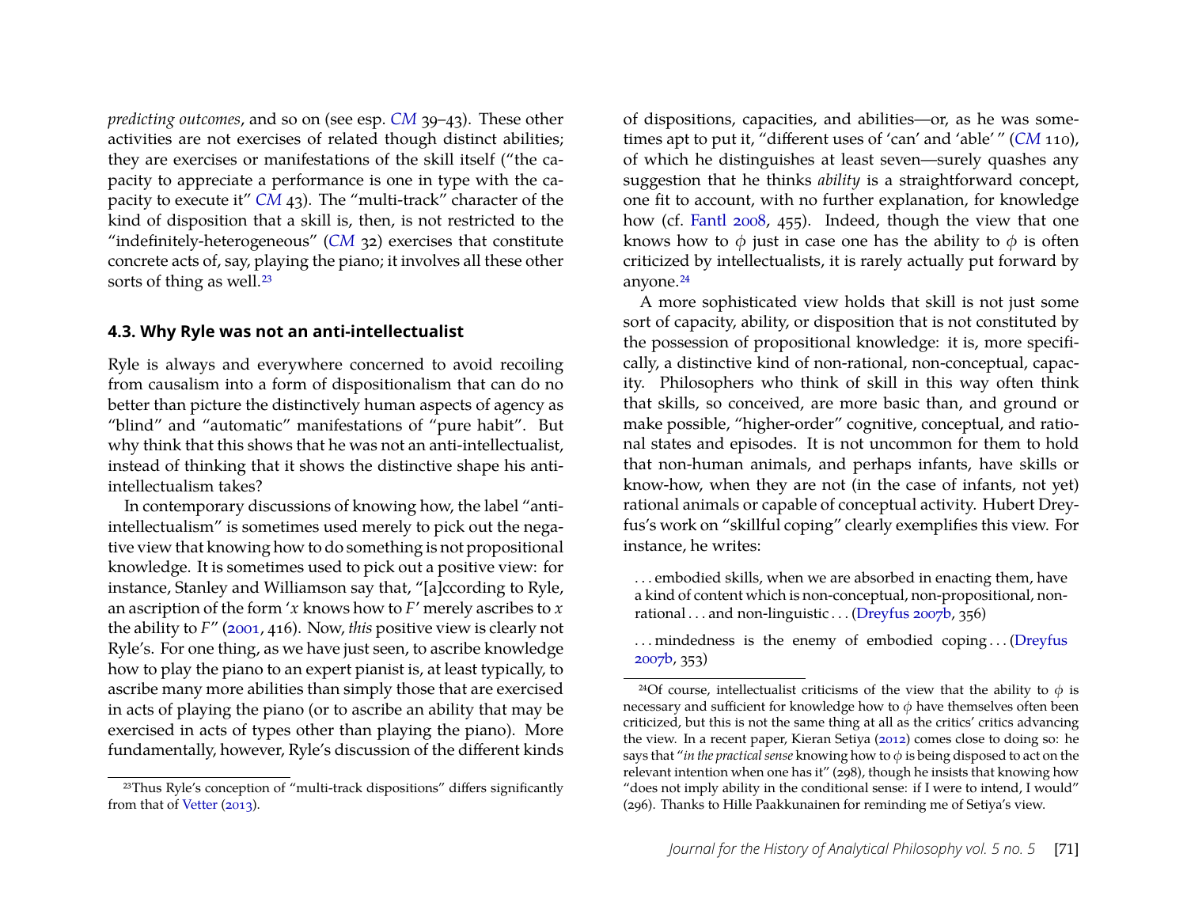*predicting outcomes*, and so on (see esp. *CM* 39–43). These other activities are not exercises of related though distinct abilities; they are exercises or manifestations of the skill itself ("the capacity to appreciate a performance is one in type with the capacity to execute it" *CM* 43). The "multi-track" character of the kind of disposition that a skill is, then, is not restricted to the "indefinitely-heterogeneous" (*CM* 32) exercises that constitute concrete acts of, say, playing the piano; it involves all these other sorts of thing as well.[23]

### 4.3. Why Ryle was not an anti-intellectualist

Ryle is always and everywhere concerned to avoid recoiling from causalism into a form of dispositionalism that can do no better than picture the distinctively human aspects of agency as "blind" and "automatic" manifestations of "pure habit". But why think that this shows that he was not an anti-intellectualist, instead of thinking that it shows the distinctive shape his anti-intellectualism takes?

In contemporary discussions of knowing how, the label "anti-intellectualism" is sometimes used merely to pick out the negative view that knowing how to do something is not propositional knowledge. It is sometimes used to pick out a positive view: for instance, Stanley and Williamson say that, "[a]ccording to Ryle, an ascription of the form '*x* knows how to *F*' merely ascribes to *x* the ability to *F*" (2001, 416). Now, *this* positive view is clearly not Ryle's. For one thing, as we have just seen, to ascribe knowledge how to play the piano to an expert pianist is, at least typically, to ascribe many more abilities than simply those that are exercised in acts of playing the piano (or to ascribe an ability that may be exercised in acts of types other than playing the piano). More fundamentally, however, Ryle's discussion of the different kinds of dispositions, capacities, and abilities—or, as he was sometimes apt to put it, "different uses of 'can' and 'able' " (*CM* 110), of which he distinguishes at least seven—surely quashes any suggestion that he thinks *ability* is a straightforward concept, one fit to account, with no further explanation, for knowledge how (cf. Fantl 2008, 455). Indeed, though the view that one knows how to $\phi$ just in case one has the ability to $\phi$ is often criticized by intellectualists, it is rarely actually put forward by anyone.[24]

A more sophisticated view holds that skill is not just some sort of capacity, ability, or disposition that is not constituted by the possession of propositional knowledge: it is, more specifically, a distinctive kind of non-rational, non-conceptual, capacity. Philosophers who think of skill in this way often think that skills, so conceived, are more basic than, and ground or make possible, "higher-order" cognitive, conceptual, and rational states and episodes. It is not uncommon for them to hold that non-human animals, and perhaps infants, have skills or know-how, when they are not (in the case of infants, not yet) rational animals or capable of conceptual activity. Hubert Dreyfus's work on "skillful coping" clearly exemplifies this view. For instance, he writes:

> . . . embodied skills, when we are absorbed in enacting them, have a kind of content which is non-conceptual, non-propositional, non-rational . . . and non-linguistic . . . (Dreyfus 2007b, 356)
>
> . . . mindedness is the enemy of embodied coping . . . (Dreyfus 2007b, 353)

---

[23] Thus Ryle's conception of "multi-track dispositions" differs significantly from that of Vetter (2013).

[24] Of course, intellectualist criticisms of the view that the ability to $\phi$ is necessary and sufficient for knowledge how to $\phi$ have themselves often been criticized, but this is not the same thing at all as the critics' critics advancing the view. In a recent paper, Kieran Setiya (2012) comes close to doing so: he says that "*in the practical sense* knowing how to $\phi$ is being disposed to act on the relevant intention when one has it" (298), though he insists that knowing how "does not imply ability in the conditional sense: if I were to intend, I would" (296). Thanks to Hille Paakkunainen for reminding me of Setiya's view.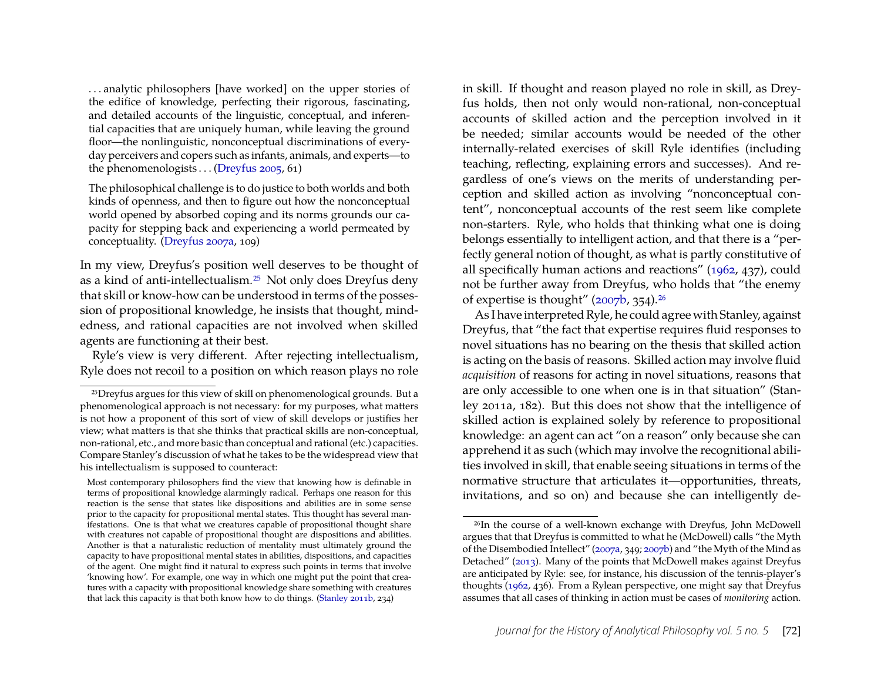> . . . analytic philosophers [have worked] on the upper stories of the edifice of knowledge, perfecting their rigorous, fascinating, and detailed accounts of the linguistic, conceptual, and inferential capacities that are uniquely human, while leaving the ground floor—the nonlinguistic, nonconceptual discriminations of everyday perceivers and copers such as infants, animals, and experts—to the phenomenologists . . . (Dreyfus 2005, 61)

> The philosophical challenge is to do justice to both worlds and both kinds of openness, and then to figure out how the nonconceptual world opened by absorbed coping and its norms grounds our capacity for stepping back and experiencing a world permeated by conceptuality. (Dreyfus 2007a, 109)

In my view, Dreyfus's position well deserves to be thought of as a kind of anti-intellectualism.[25] Not only does Dreyfus deny that skill or know-how can be understood in terms of the possession of propositional knowledge, he insists that thought, mindedness, and rational capacities are not involved when skilled agents are functioning at their best.

Ryle's view is very different. After rejecting intellectualism, Ryle does not recoil to a position on which reason plays no role in skill. If thought and reason played no role in skill, as Dreyfus holds, then not only would non-rational, non-conceptual accounts of skilled action and the perception involved in it be needed; similar accounts would be needed of the other internally-related exercises of skill Ryle identifies (including teaching, reflecting, explaining errors and successes). And regardless of one's views on the merits of understanding perception and skilled action as involving "nonconceptual content", nonconceptual accounts of the rest seem like complete non-starters. Ryle, who holds that thinking what one is doing belongs essentially to intelligent action, and that there is a "perfectly general notion of thought, as what is partly constitutive of all specifically human actions and reactions" (1962, 437), could not be further away from Dreyfus, who holds that "the enemy of expertise is thought" (2007b, 354).[26]

As I have interpreted Ryle, he could agree with Stanley, against Dreyfus, that "the fact that expertise requires fluid responses to novel situations has no bearing on the thesis that skilled action is acting on the basis of reasons. Skilled action may involve fluid *acquisition* of reasons for acting in novel situations, reasons that are only accessible to one when one is in that situation" (Stanley 2011a, 182). But this does not show that the intelligence of skilled action is explained solely by reference to propositional knowledge: an agent can act "on a reason" only because she can apprehend it as such (which may involve the recognitional abilities involved in skill, that enable seeing situations in terms of the normative structure that articulates it—opportunities, threats, invitations, and so on) and because she can intelligently de-

---

[25] Dreyfus argues for this view of skill on phenomenological grounds. But a phenomenological approach is not necessary: for my purposes, what matters is not how a proponent of this sort of view of skill develops or justifies her view; what matters is that she thinks that practical skills are non-conceptual, non-rational, etc., and more basic than conceptual and rational (etc.) capacities. Compare Stanley's discussion of what he takes to be the widespread view that his intellectualism is supposed to counteract:

> Most contemporary philosophers find the view that knowing how is definable in terms of propositional knowledge alarmingly radical. Perhaps one reason for this reaction is the sense that states like dispositions and abilities are in some sense prior to the capacity for propositional mental states. This thought has several manifestations. One is that what we creatures capable of propositional thought share with creatures not capable of propositional thought are dispositions and abilities. Another is that a naturalistic reduction of mentality must ultimately ground the capacity to have propositional mental states in abilities, dispositions, and capacities of the agent. One might find it natural to express such points in terms that involve 'knowing how'. For example, one way in which one might put the point that creatures with a capacity with propositional knowledge share something with creatures that lack this capacity is that both know how to do things. (Stanley 2011b, 234)

[26] In the course of a well-known exchange with Dreyfus, John McDowell argues that that Dreyfus is committed to what he (McDowell) calls "the Myth of the Disembodied Intellect" (2007a, 349; 2007b) and "the Myth of the Mind as Detached" (2013). Many of the points that McDowell makes against Dreyfus are anticipated by Ryle: see, for instance, his discussion of the tennis-player's thoughts (1962, 436). From a Rylean perspective, one might say that Dreyfus assumes that all cases of thinking in action must be cases of *monitoring* action.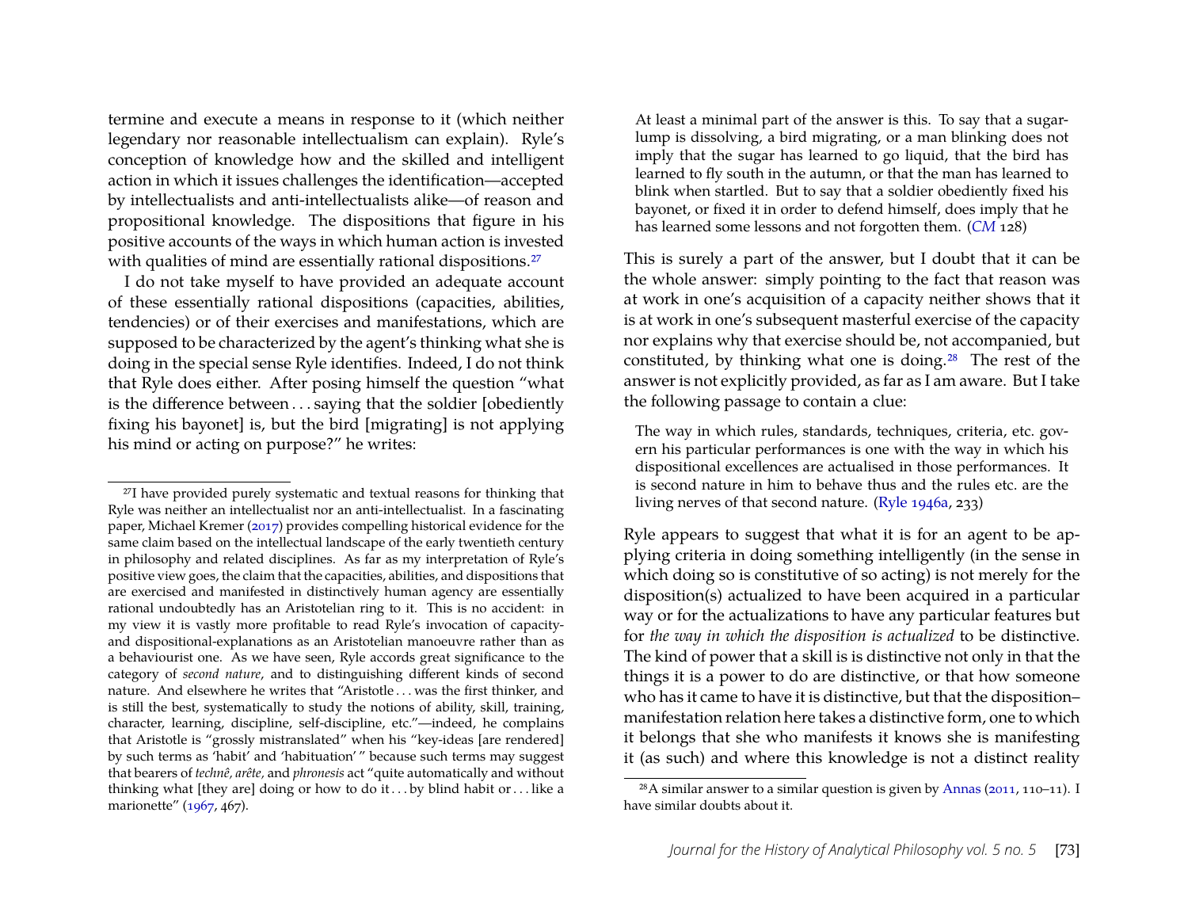termine and execute a means in response to it (which neither legendary nor reasonable intellectualism can explain). Ryle's conception of knowledge how and the skilled and intelligent action in which it issues challenges the identification—accepted by intellectualists and anti-intellectualists alike—of reason and propositional knowledge. The dispositions that figure in his positive accounts of the ways in which human action is invested with qualities of mind are essentially rational dispositions.[27]

I do not take myself to have provided an adequate account of these essentially rational dispositions (capacities, abilities, tendencies) or of their exercises and manifestations, which are supposed to be characterized by the agent's thinking what she is doing in the special sense Ryle identifies. Indeed, I do not think that Ryle does either. After posing himself the question "what is the difference between . . . saying that the soldier [obediently fixing his bayonet] is, but the bird [migrating] is not applying his mind or acting on purpose?" he writes:

> At least a minimal part of the answer is this. To say that a sugar-lump is dissolving, a bird migrating, or a man blinking does not imply that the sugar has learned to go liquid, that the bird has learned to fly south in the autumn, or that the man has learned to blink when startled. But to say that a soldier obediently fixed his bayonet, or fixed it in order to defend himself, does imply that he has learned some lessons and not forgotten them. (*CM* 128)

This is surely a part of the answer, but I doubt that it can be the whole answer: simply pointing to the fact that reason was at work in one's acquisition of a capacity neither shows that it is at work in one's subsequent masterful exercise of the capacity nor explains why that exercise should be, not accompanied, but constituted, by thinking what one is doing.[28] The rest of the answer is not explicitly provided, as far as I am aware. But I take the following passage to contain a clue:

> The way in which rules, standards, techniques, criteria, etc. govern his particular performances is one with the way in which his dispositional excellences are actualised in those performances. It is second nature in him to behave thus and the rules etc. are the living nerves of that second nature. (Ryle 1946a, 233)

Ryle appears to suggest that what it is for an agent to be applying criteria in doing something intelligently (in the sense in which doing so is constitutive of so acting) is not merely for the disposition(s) actualized to have been acquired in a particular way or for the actualizations to have any particular features but for *the way in which the disposition is actualized* to be distinctive. The kind of power that a skill is is distinctive not only in that the things it is a power to do are distinctive, or that how someone who has it came to have it is distinctive, but that the disposition–manifestation relation here takes a distinctive form, one to which it belongs that she who manifests it knows she is manifesting it (as such) and where this knowledge is not a distinct reality

---

[27] I have provided purely systematic and textual reasons for thinking that Ryle was neither an intellectualist nor an anti-intellectualist. In a fascinating paper, Michael Kremer (2017) provides compelling historical evidence for the same claim based on the intellectual landscape of the early twentieth century in philosophy and related disciplines. As far as my interpretation of Ryle's positive view goes, the claim that the capacities, abilities, and dispositions that are exercised and manifested in distinctively human agency are essentially rational undoubtedly has an Aristotelian ring to it. This is no accident: in my view it is vastly more profitable to read Ryle's invocation of capacity- and dispositional-explanations as an Aristotelian manoeuvre rather than as a behaviourist one. As we have seen, Ryle accords great significance to the category of *second nature*, and to distinguishing different kinds of second nature. And elsewhere he writes that "Aristotle . . . was the first thinker, and is still the best, systematically to study the notions of ability, skill, training, character, learning, discipline, self-discipline, etc."—indeed, he complains that Aristotle is "grossly mistranslated" when his "key-ideas [are rendered] by such terms as 'habit' and 'habituation' " because such terms may suggest that bearers of *technê, arête*, and *phronesis* act "quite automatically and without thinking what [they are] doing or how to do it . . . by blind habit or . . . like a marionette" (1967, 467).

[28] A similar answer to a similar question is given by Annas (2011, 110–11). I have similar doubts about it.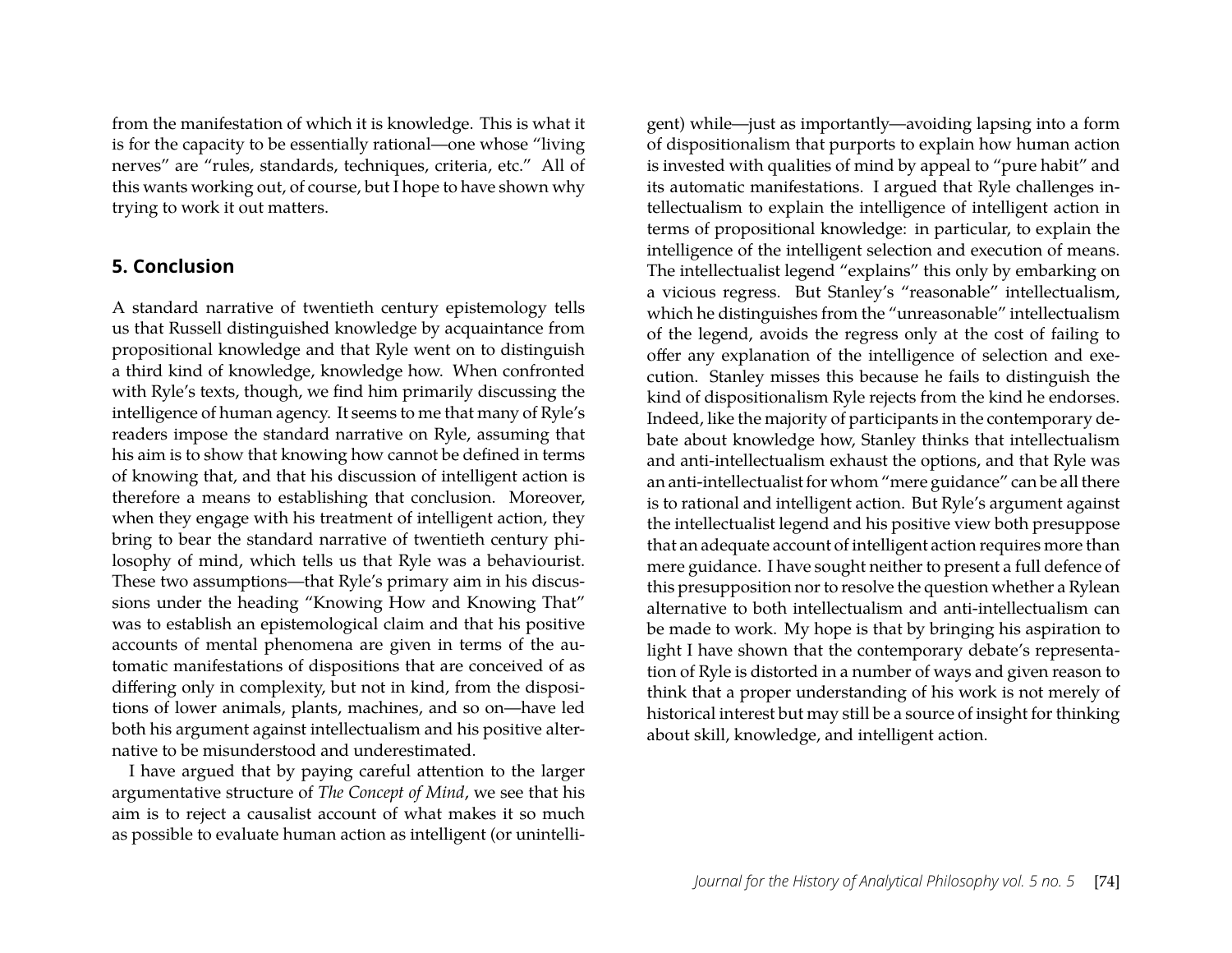from the manifestation of which it is knowledge. This is what it is for the capacity to be essentially rational—one whose "living nerves" are "rules, standards, techniques, criteria, etc." All of this wants working out, of course, but I hope to have shown why trying to work it out matters.

## 5. Conclusion

A standard narrative of twentieth century epistemology tells us that Russell distinguished knowledge by acquaintance from propositional knowledge and that Ryle went on to distinguish a third kind of knowledge, knowledge how. When confronted with Ryle's texts, though, we find him primarily discussing the intelligence of human agency. It seems to me that many of Ryle's readers impose the standard narrative on Ryle, assuming that his aim is to show that knowing how cannot be defined in terms of knowing that, and that his discussion of intelligent action is therefore a means to establishing that conclusion. Moreover, when they engage with his treatment of intelligent action, they bring to bear the standard narrative of twentieth century philosophy of mind, which tells us that Ryle was a behaviourist. These two assumptions—that Ryle's primary aim in his discussions under the heading "Knowing How and Knowing That" was to establish an epistemological claim and that his positive accounts of mental phenomena are given in terms of the automatic manifestations of dispositions that are conceived of as differing only in complexity, but not in kind, from the dispositions of lower animals, plants, machines, and so on—have led both his argument against intellectualism and his positive alternative to be misunderstood and underestimated.

I have argued that by paying careful attention to the larger argumentative structure of *The Concept of Mind*, we see that his aim is to reject a causalist account of what makes it so much as possible to evaluate human action as intelligent (or unintelligent) while—just as importantly—avoiding lapsing into a form of dispositionalism that purports to explain how human action is invested with qualities of mind by appeal to "pure habit" and its automatic manifestations. I argued that Ryle challenges intellectualism to explain the intelligence of intelligent action in terms of propositional knowledge: in particular, to explain the intelligence of the intelligent selection and execution of means. The intellectualist legend "explains" this only by embarking on a vicious regress. But Stanley's "reasonable" intellectualism, which he distinguishes from the "unreasonable" intellectualism of the legend, avoids the regress only at the cost of failing to offer any explanation of the intelligence of selection and execution. Stanley misses this because he fails to distinguish the kind of dispositionalism Ryle rejects from the kind he endorses. Indeed, like the majority of participants in the contemporary debate about knowledge how, Stanley thinks that intellectualism and anti-intellectualism exhaust the options, and that Ryle was an anti-intellectualist for whom "mere guidance" can be all there is to rational and intelligent action. But Ryle's argument against the intellectualist legend and his positive view both presuppose that an adequate account of intelligent action requires more than mere guidance. I have sought neither to present a full defence of this presupposition nor to resolve the question whether a Rylean alternative to both intellectualism and anti-intellectualism can be made to work. My hope is that by bringing his aspiration to light I have shown that the contemporary debate's representation of Ryle is distorted in a number of ways and given reason to think that a proper understanding of his work is not merely of historical interest but may still be a source of insight for thinking about skill, knowledge, and intelligent action.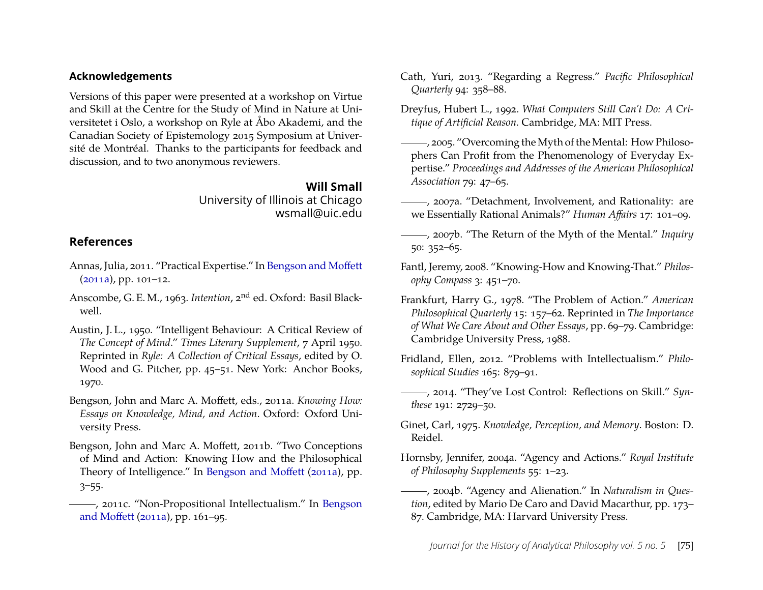## Acknowledgements

Versions of this paper were presented at a workshop on Virtue and Skill at the Centre for the Study of Mind in Nature at Universitetet i Oslo, a workshop on Ryle at Åbo Akademi, and the Canadian Society of Epistemology 2015 Symposium at Université de Montréal. Thanks to the participants for feedback and discussion, and to two anonymous reviewers.

**Will Small**
University of Illinois at Chicago
wsmall@uic.edu

## References

Annas, Julia, 2011. "Practical Expertise." In Bengson and Moffett (2011a), pp. 101–12.

Anscombe, G. E. M., 1963. *Intention*, 2nd ed. Oxford: Basil Blackwell.

Austin, J. L., 1950. "Intelligent Behaviour: A Critical Review of *The Concept of Mind*." *Times Literary Supplement*, 7 April 1950. Reprinted in *Ryle: A Collection of Critical Essays*, edited by O. Wood and G. Pitcher, pp. 45–51. New York: Anchor Books, 1970.

Bengson, John and Marc A. Moffett, eds., 2011a. *Knowing How: Essays on Knowledge, Mind, and Action*. Oxford: Oxford University Press.

Bengson, John and Marc A. Moffett, 2011b. "Two Conceptions of Mind and Action: Knowing How and the Philosophical Theory of Intelligence." In Bengson and Moffett (2011a), pp. 3–55.

———, 2011c. "Non-Propositional Intellectualism." In Bengson and Moffett (2011a), pp. 161–95.

Cath, Yuri, 2013. "Regarding a Regress." *Pacific Philosophical Quarterly* 94: 358–88.

Dreyfus, Hubert L., 1992. *What Computers Still Can't Do: A Critique of Artificial Reason.* Cambridge, MA: MIT Press.

———, 2005. "Overcoming the Myth of the Mental: How Philosophers Can Profit from the Phenomenology of Everyday Expertise." *Proceedings and Addresses of the American Philosophical Association* 79: 47–65.

———, 2007a. "Detachment, Involvement, and Rationality: are we Essentially Rational Animals?" *Human Affairs* 17: 101–09.

———, 2007b. "The Return of the Myth of the Mental." *Inquiry* 50: 352–65.

Fantl, Jeremy, 2008. "Knowing-How and Knowing-That." *Philosophy Compass* 3: 451–70.

Frankfurt, Harry G., 1978. "The Problem of Action." *American Philosophical Quarterly* 15: 157–62. Reprinted in *The Importance of What We Care About and Other Essays*, pp. 69–79. Cambridge: Cambridge University Press, 1988.

Fridland, Ellen, 2012. "Problems with Intellectualism." *Philosophical Studies* 165: 879–91.

———, 2014. "They've Lost Control: Reflections on Skill." *Synthese* 191: 2729–50.

Ginet, Carl, 1975. *Knowledge, Perception, and Memory*. Boston: D. Reidel.

Hornsby, Jennifer, 2004a. "Agency and Actions." *Royal Institute of Philosophy Supplements* 55: 1–23.

———, 2004b. "Agency and Alienation." In *Naturalism in Question*, edited by Mario De Caro and David Macarthur, pp. 173–87. Cambridge, MA: Harvard University Press.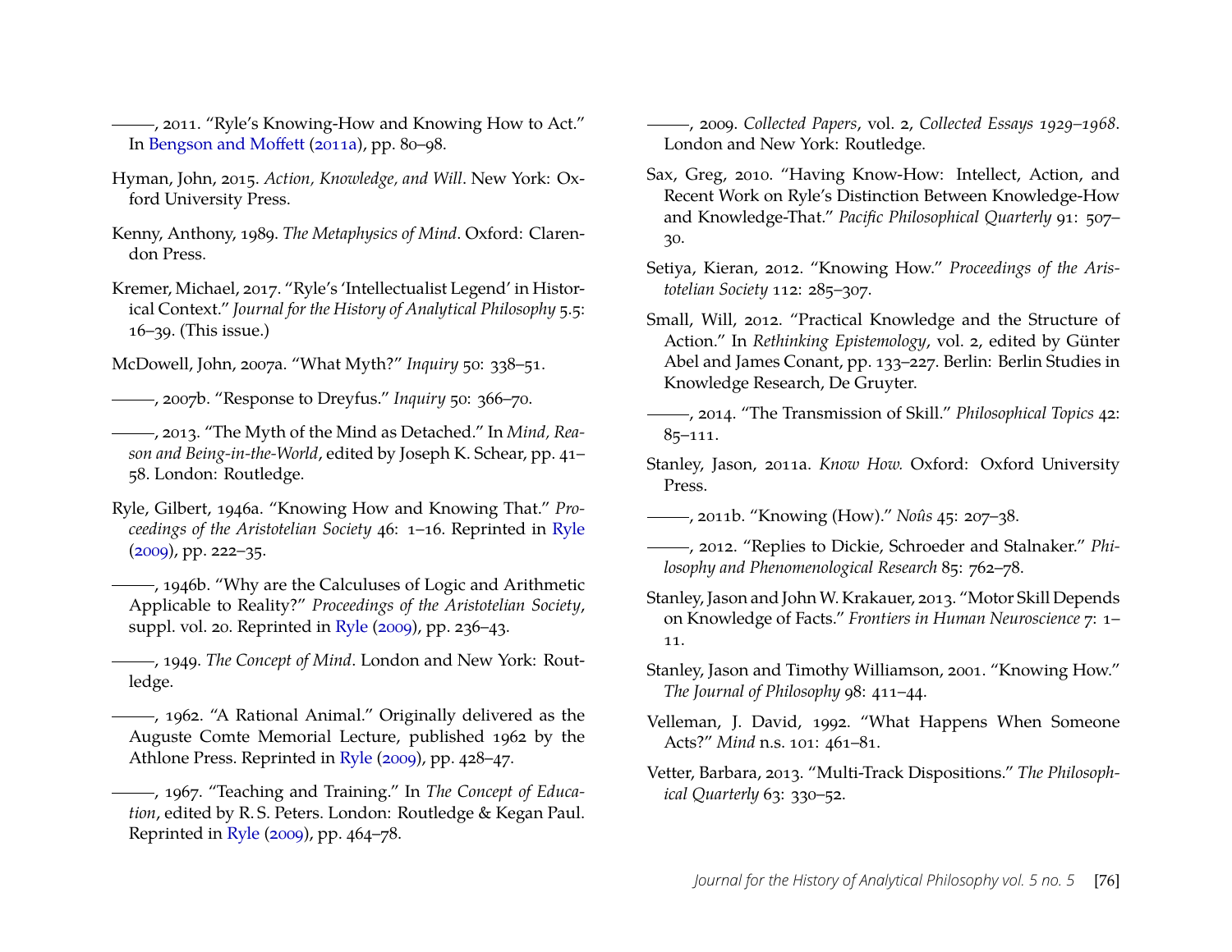———, 2011. "Ryle's Knowing-How and Knowing How to Act." In Bengson and Moffett (2011a), pp. 80–98.

Hyman, John, 2015. *Action, Knowledge, and Will*. New York: Oxford University Press.

Kenny, Anthony, 1989. *The Metaphysics of Mind*. Oxford: Clarendon Press.

Kremer, Michael, 2017. "Ryle's 'Intellectualist Legend' in Historical Context." *Journal for the History of Analytical Philosophy* 5.5: 16–39. (This issue.)

McDowell, John, 2007a. "What Myth?" *Inquiry* 50: 338–51.

———, 2007b. "Response to Dreyfus." *Inquiry* 50: 366–70.

———, 2013. "The Myth of the Mind as Detached." In *Mind, Reason and Being-in-the-World*, edited by Joseph K. Schear, pp. 41–58. London: Routledge.

Ryle, Gilbert, 1946a. "Knowing How and Knowing That." *Proceedings of the Aristotelian Society* 46: 1–16. Reprinted in Ryle (2009), pp. 222–35.

———, 1946b. "Why are the Calculuses of Logic and Arithmetic Applicable to Reality?" *Proceedings of the Aristotelian Society*, suppl. vol. 20. Reprinted in Ryle (2009), pp. 236–43.

———, 1949. *The Concept of Mind*. London and New York: Routledge.

———, 1962. "A Rational Animal." Originally delivered as the Auguste Comte Memorial Lecture, published 1962 by the Athlone Press. Reprinted in Ryle (2009), pp. 428–47.

———, 1967. "Teaching and Training." In *The Concept of Education*, edited by R. S. Peters. London: Routledge & Kegan Paul. Reprinted in Ryle (2009), pp. 464–78.

———, 2009. *Collected Papers*, vol. 2, *Collected Essays 1929–1968*. London and New York: Routledge.

Sax, Greg, 2010. "Having Know-How: Intellect, Action, and Recent Work on Ryle's Distinction Between Knowledge-How and Knowledge-That." *Pacific Philosophical Quarterly* 91: 507–30.

Setiya, Kieran, 2012. "Knowing How." *Proceedings of the Aristotelian Society* 112: 285–307.

Small, Will, 2012. "Practical Knowledge and the Structure of Action." In *Rethinking Epistemology*, vol. 2, edited by Günter Abel and James Conant, pp. 133–227. Berlin: Berlin Studies in Knowledge Research, De Gruyter.

———, 2014. "The Transmission of Skill." *Philosophical Topics* 42: 85–111.

Stanley, Jason, 2011a. *Know How.* Oxford: Oxford University Press.

———, 2011b. "Knowing (How)." *Noûs* 45: 207–38.

———, 2012. "Replies to Dickie, Schroeder and Stalnaker." *Philosophy and Phenomenological Research* 85: 762–78.

Stanley, Jason and John W. Krakauer, 2013. "Motor Skill Depends on Knowledge of Facts." *Frontiers in Human Neuroscience* 7: 1–11.

Stanley, Jason and Timothy Williamson, 2001. "Knowing How." *The Journal of Philosophy* 98: 411–44.

Velleman, J. David, 1992. "What Happens When Someone Acts?" *Mind* n.s. 101: 461–81.

Vetter, Barbara, 2013. "Multi-Track Dispositions." *The Philosophical Quarterly* 63: 330–52.